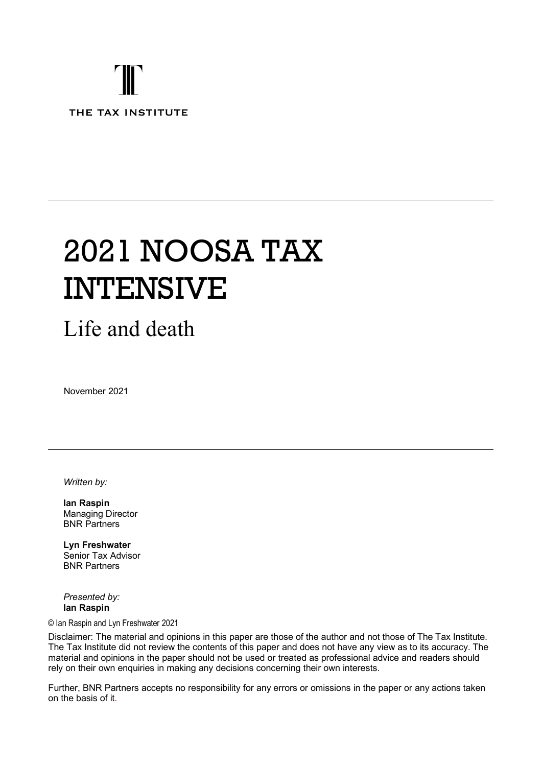THE TAX INSTITUTE

---

# 2021 NOOSA TAX INTENSIVE

## Life and death

November 2021

---

*Written by:*

**Ian Raspin**
Managing Director
BNR Partners

**Lyn Freshwater**
Senior Tax Advisor
BNR Partners

*Presented by:*
**Ian Raspin**

© Ian Raspin and Lyn Freshwater 2021

Disclaimer: The material and opinions in this paper are those of the author and not those of The Tax Institute. The Tax Institute did not review the contents of this paper and does not have any view as to its accuracy. The material and opinions in the paper should not be used or treated as professional advice and readers should rely on their own enquiries in making any decisions concerning their own interests.

Further, BNR Partners accepts no responsibility for any errors or omissions in the paper or any actions taken on the basis of it.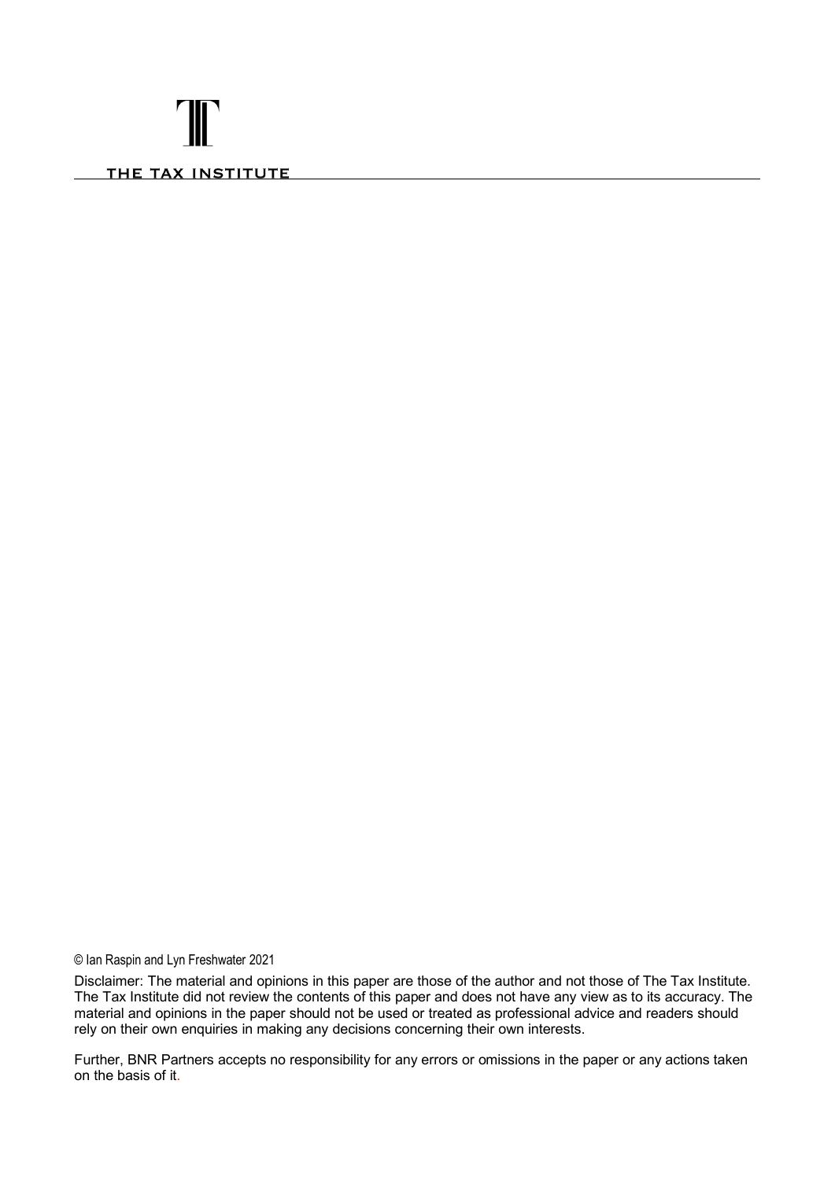THE TAX INSTITUTE

© Ian Raspin and Lyn Freshwater 2021

Disclaimer: The material and opinions in this paper are those of the author and not those of The Tax Institute. The Tax Institute did not review the contents of this paper and does not have any view as to its accuracy. The material and opinions in the paper should not be used or treated as professional advice and readers should rely on their own enquiries in making any decisions concerning their own interests.

Further, BNR Partners accepts no responsibility for any errors or omissions in the paper or any actions taken on the basis of it.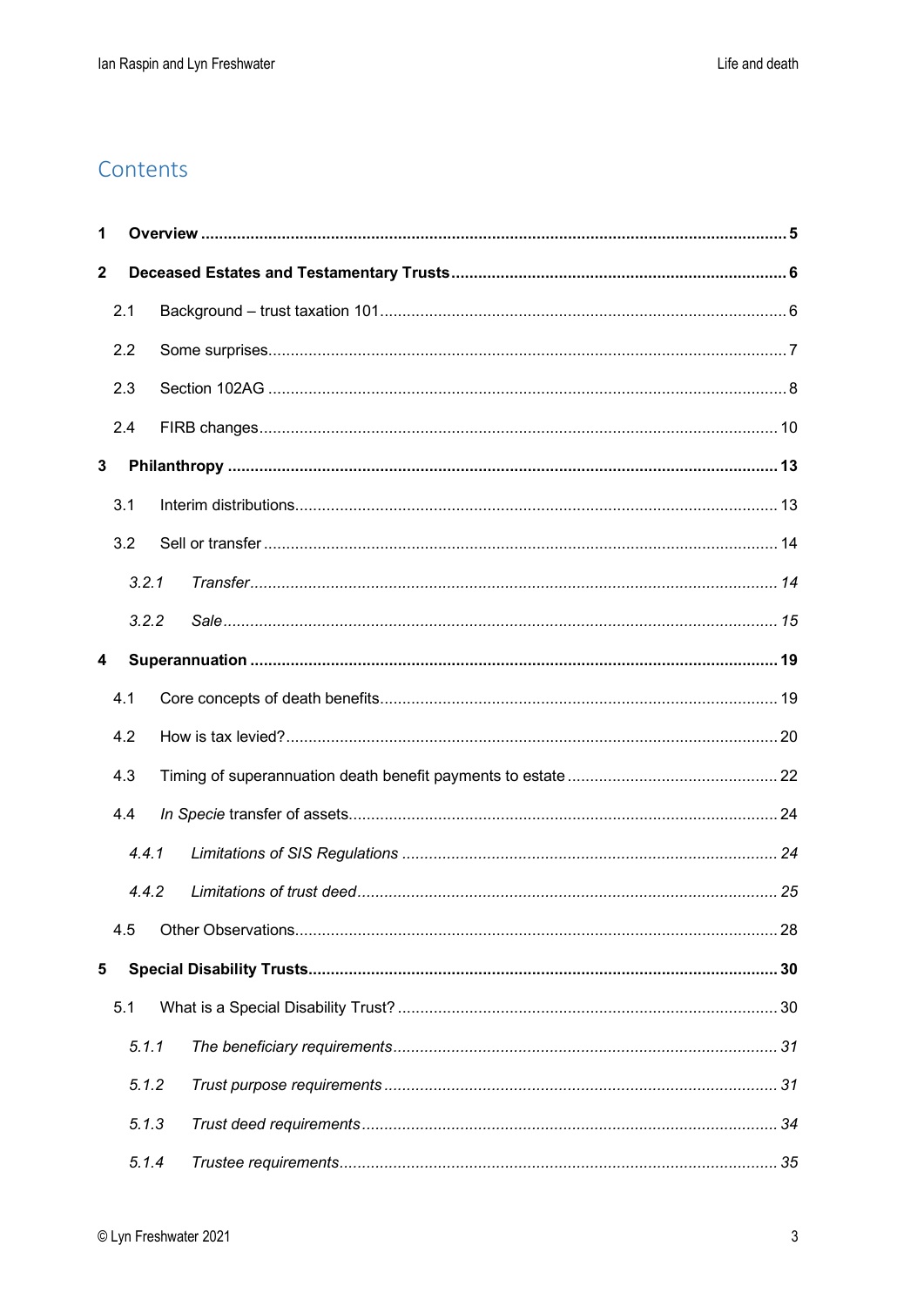# Contents

**1 Overview** ... **5**

**2 Deceased Estates and Testamentary Trusts** ... **6**

2.1 Background – trust taxation 101 ... 6

2.2 Some surprises ... 7

2.3 Section 102AG ... 8

2.4 FIRB changes ... 10

**3 Philanthropy** ... **13**

3.1 Interim distributions ... 13

3.2 Sell or transfer ... 14

*3.2.1 Transfer ... 14*

*3.2.2 Sale ... 15*

**4 Superannuation** ... **19**

4.1 Core concepts of death benefits ... 19

4.2 How is tax levied? ... 20

4.3 Timing of superannuation death benefit payments to estate ... 22

4.4 *In Specie* transfer of assets ... 24

*4.4.1 Limitations of SIS Regulations ... 24*

*4.4.2 Limitations of trust deed ... 25*

4.5 Other Observations ... 28

**5 Special Disability Trusts** ... **30**

5.1 What is a Special Disability Trust? ... 30

*5.1.1 The beneficiary requirements ... 31*

*5.1.2 Trust purpose requirements ... 31*

*5.1.3 Trust deed requirements ... 34*

*5.1.4 Trustee requirements ... 35*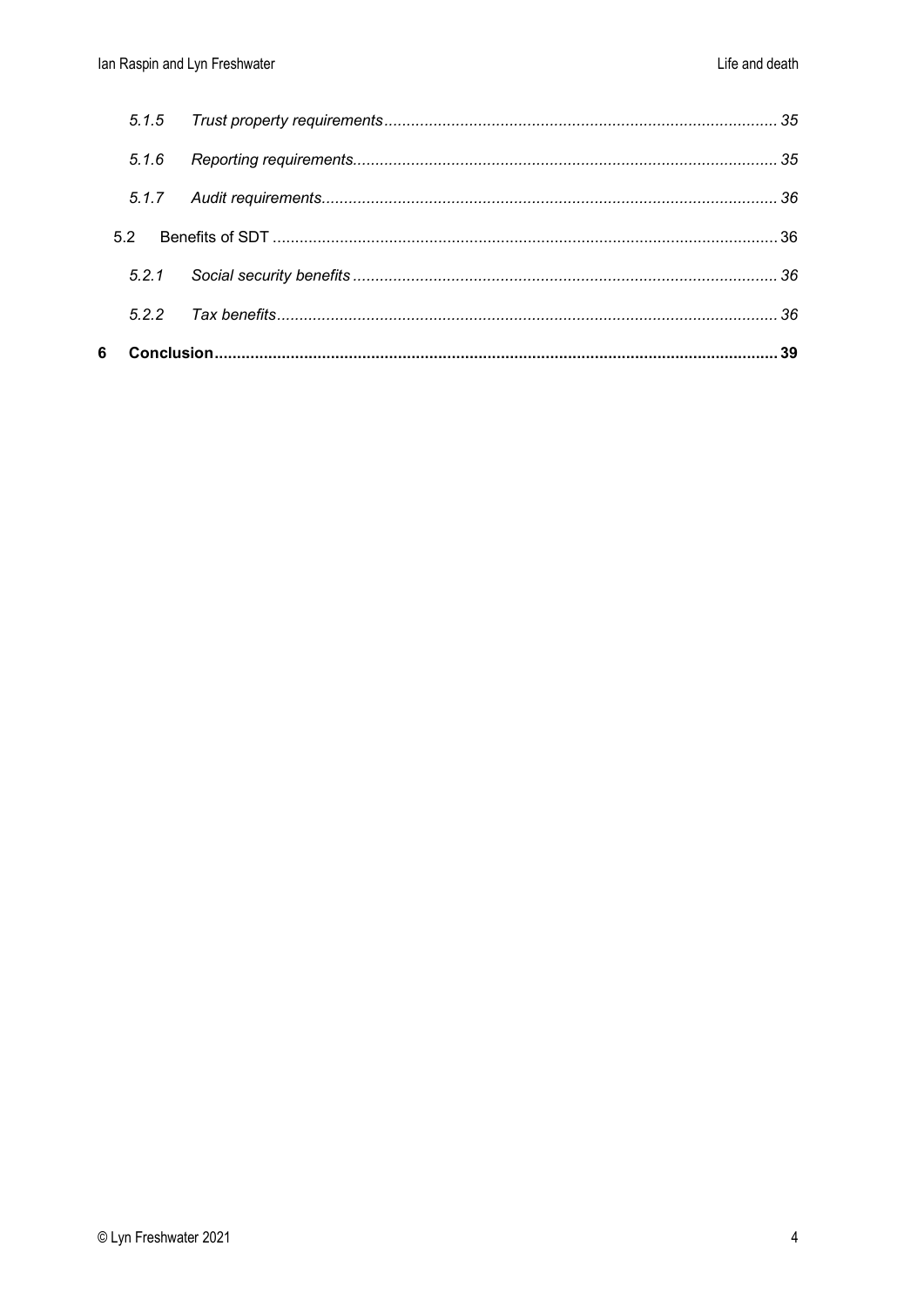*5.1.5 Trust property requirements ..... 35*

*5.1.6 Reporting requirements ..... 35*

*5.1.7 Audit requirements ..... 36*

5.2 Benefits of SDT ..... 36

*5.2.1 Social security benefits ..... 36*

*5.2.2 Tax benefits ..... 36*

**6 Conclusion ..... 39**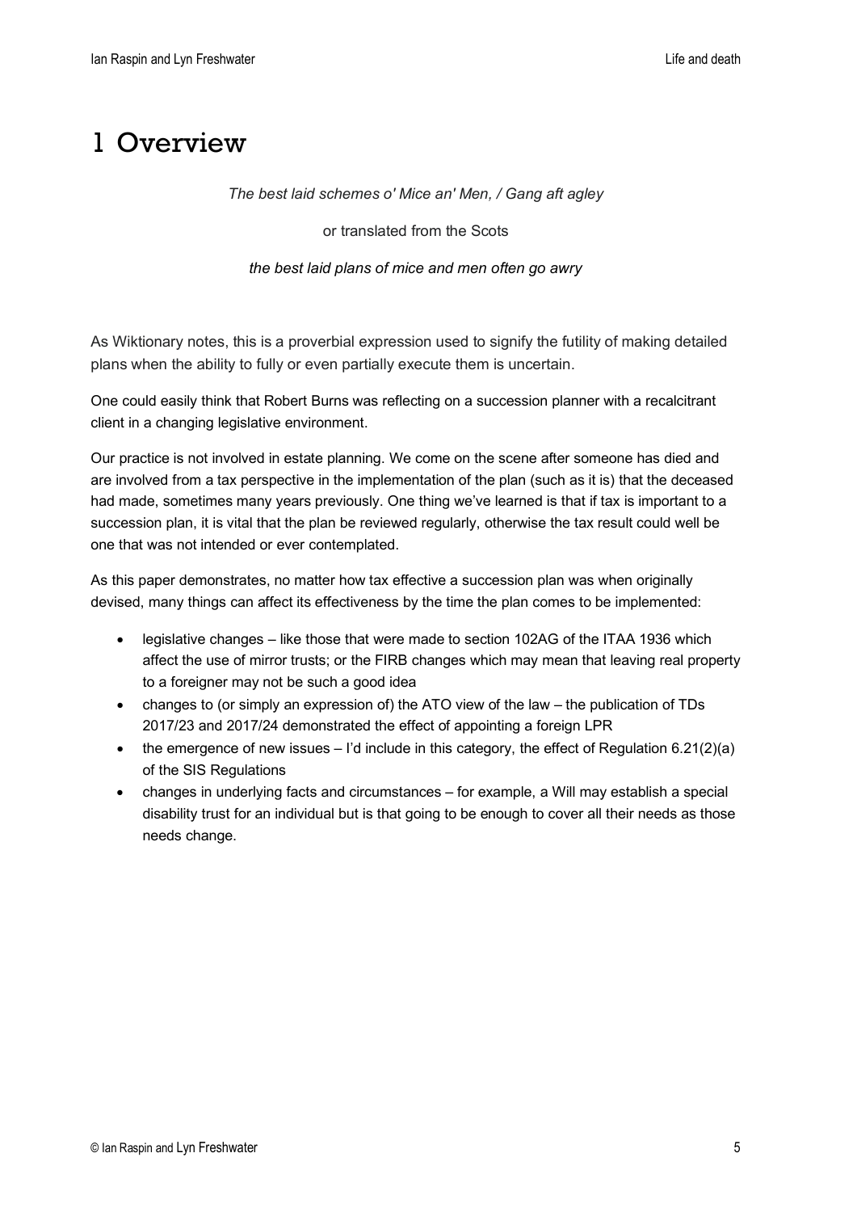# 1 Overview

*The best laid schemes o' Mice an' Men, / Gang aft agley*

or translated from the Scots

*the best laid plans of mice and men often go awry*

As Wiktionary notes, this is a proverbial expression used to signify the futility of making detailed plans when the ability to fully or even partially execute them is uncertain.

One could easily think that Robert Burns was reflecting on a succession planner with a recalcitrant client in a changing legislative environment.

Our practice is not involved in estate planning. We come on the scene after someone has died and are involved from a tax perspective in the implementation of the plan (such as it is) that the deceased had made, sometimes many years previously. One thing we've learned is that if tax is important to a succession plan, it is vital that the plan be reviewed regularly, otherwise the tax result could well be one that was not intended or ever contemplated.

As this paper demonstrates, no matter how tax effective a succession plan was when originally devised, many things can affect its effectiveness by the time the plan comes to be implemented:

- legislative changes – like those that were made to section 102AG of the ITAA 1936 which affect the use of mirror trusts; or the FIRB changes which may mean that leaving real property to a foreigner may not be such a good idea
- changes to (or simply an expression of) the ATO view of the law – the publication of TDs 2017/23 and 2017/24 demonstrated the effect of appointing a foreign LPR
- the emergence of new issues – I'd include in this category, the effect of Regulation 6.21(2)(a) of the SIS Regulations
- changes in underlying facts and circumstances – for example, a Will may establish a special disability trust for an individual but is that going to be enough to cover all their needs as those needs change.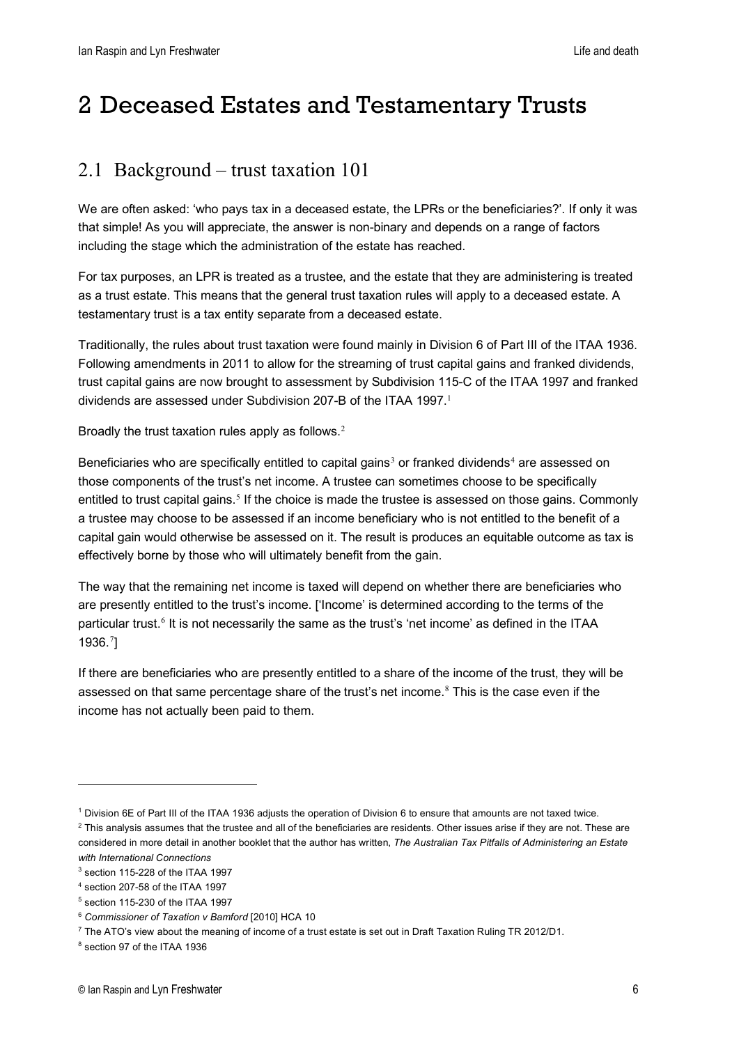# 2 Deceased Estates and Testamentary Trusts

## 2.1 Background – trust taxation 101

We are often asked: 'who pays tax in a deceased estate, the LPRs or the beneficiaries?'. If only it was that simple! As you will appreciate, the answer is non-binary and depends on a range of factors including the stage which the administration of the estate has reached.

For tax purposes, an LPR is treated as a trustee, and the estate that they are administering is treated as a trust estate. This means that the general trust taxation rules will apply to a deceased estate. A testamentary trust is a tax entity separate from a deceased estate.

Traditionally, the rules about trust taxation were found mainly in Division 6 of Part III of the ITAA 1936. Following amendments in 2011 to allow for the streaming of trust capital gains and franked dividends, trust capital gains are now brought to assessment by Subdivision 115-C of the ITAA 1997 and franked dividends are assessed under Subdivision 207-B of the ITAA 1997.[1]

Broadly the trust taxation rules apply as follows.[2]

Beneficiaries who are specifically entitled to capital gains[3] or franked dividends[4] are assessed on those components of the trust's net income. A trustee can sometimes choose to be specifically entitled to trust capital gains.[5] If the choice is made the trustee is assessed on those gains. Commonly a trustee may choose to be assessed if an income beneficiary who is not entitled to the benefit of a capital gain would otherwise be assessed on it. The result is produces an equitable outcome as tax is effectively borne by those who will ultimately benefit from the gain.

The way that the remaining net income is taxed will depend on whether there are beneficiaries who are presently entitled to the trust's income. ['Income' is determined according to the terms of the particular trust.[6] It is not necessarily the same as the trust's 'net income' as defined in the ITAA 1936.[7]]

If there are beneficiaries who are presently entitled to a share of the income of the trust, they will be assessed on that same percentage share of the trust's net income.[8] This is the case even if the income has not actually been paid to them.

---

[1] Division 6E of Part III of the ITAA 1936 adjusts the operation of Division 6 to ensure that amounts are not taxed twice.

[2] This analysis assumes that the trustee and all of the beneficiaries are residents. Other issues arise if they are not. These are considered in more detail in another booklet that the author has written, *The Australian Tax Pitfalls of Administering an Estate with International Connections*

[3] section 115-228 of the ITAA 1997

[4] section 207-58 of the ITAA 1997

[5] section 115-230 of the ITAA 1997

[6] *Commissioner of Taxation v Bamford* [2010] HCA 10

[7] The ATO's view about the meaning of income of a trust estate is set out in Draft Taxation Ruling TR 2012/D1.

[8] section 97 of the ITAA 1936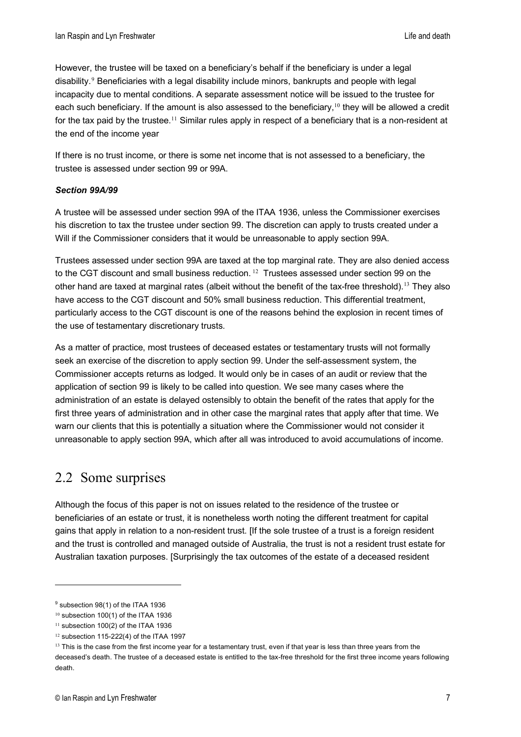However, the trustee will be taxed on a beneficiary's behalf if the beneficiary is under a legal disability.[9] Beneficiaries with a legal disability include minors, bankrupts and people with legal incapacity due to mental conditions. A separate assessment notice will be issued to the trustee for each such beneficiary. If the amount is also assessed to the beneficiary,[10] they will be allowed a credit for the tax paid by the trustee.[11] Similar rules apply in respect of a beneficiary that is a non-resident at the end of the income year

If there is no trust income, or there is some net income that is not assessed to a beneficiary, the trustee is assessed under section 99 or 99A.

***Section 99A/99***

A trustee will be assessed under section 99A of the ITAA 1936, unless the Commissioner exercises his discretion to tax the trustee under section 99. The discretion can apply to trusts created under a Will if the Commissioner considers that it would be unreasonable to apply section 99A.

Trustees assessed under section 99A are taxed at the top marginal rate. They are also denied access to the CGT discount and small business reduction. [12] Trustees assessed under section 99 on the other hand are taxed at marginal rates (albeit without the benefit of the tax-free threshold).[13] They also have access to the CGT discount and 50% small business reduction. This differential treatment, particularly access to the CGT discount is one of the reasons behind the explosion in recent times of the use of testamentary discretionary trusts.

As a matter of practice, most trustees of deceased estates or testamentary trusts will not formally seek an exercise of the discretion to apply section 99. Under the self-assessment system, the Commissioner accepts returns as lodged. It would only be in cases of an audit or review that the application of section 99 is likely to be called into question. We see many cases where the administration of an estate is delayed ostensibly to obtain the benefit of the rates that apply for the first three years of administration and in other case the marginal rates that apply after that time. We warn our clients that this is potentially a situation where the Commissioner would not consider it unreasonable to apply section 99A, which after all was introduced to avoid accumulations of income.

## 2.2 Some surprises

Although the focus of this paper is not on issues related to the residence of the trustee or beneficiaries of an estate or trust, it is nonetheless worth noting the different treatment for capital gains that apply in relation to a non-resident trust. [If the sole trustee of a trust is a foreign resident and the trust is controlled and managed outside of Australia, the trust is not a resident trust estate for Australian taxation purposes. [Surprisingly the tax outcomes of the estate of a deceased resident

---

[9] subsection 98(1) of the ITAA 1936

[10] subsection 100(1) of the ITAA 1936

[11] subsection 100(2) of the ITAA 1936

[12] subsection 115-222(4) of the ITAA 1997

[13] This is the case from the first income year for a testamentary trust, even if that year is less than three years from the deceased's death. The trustee of a deceased estate is entitled to the tax-free threshold for the first three income years following death.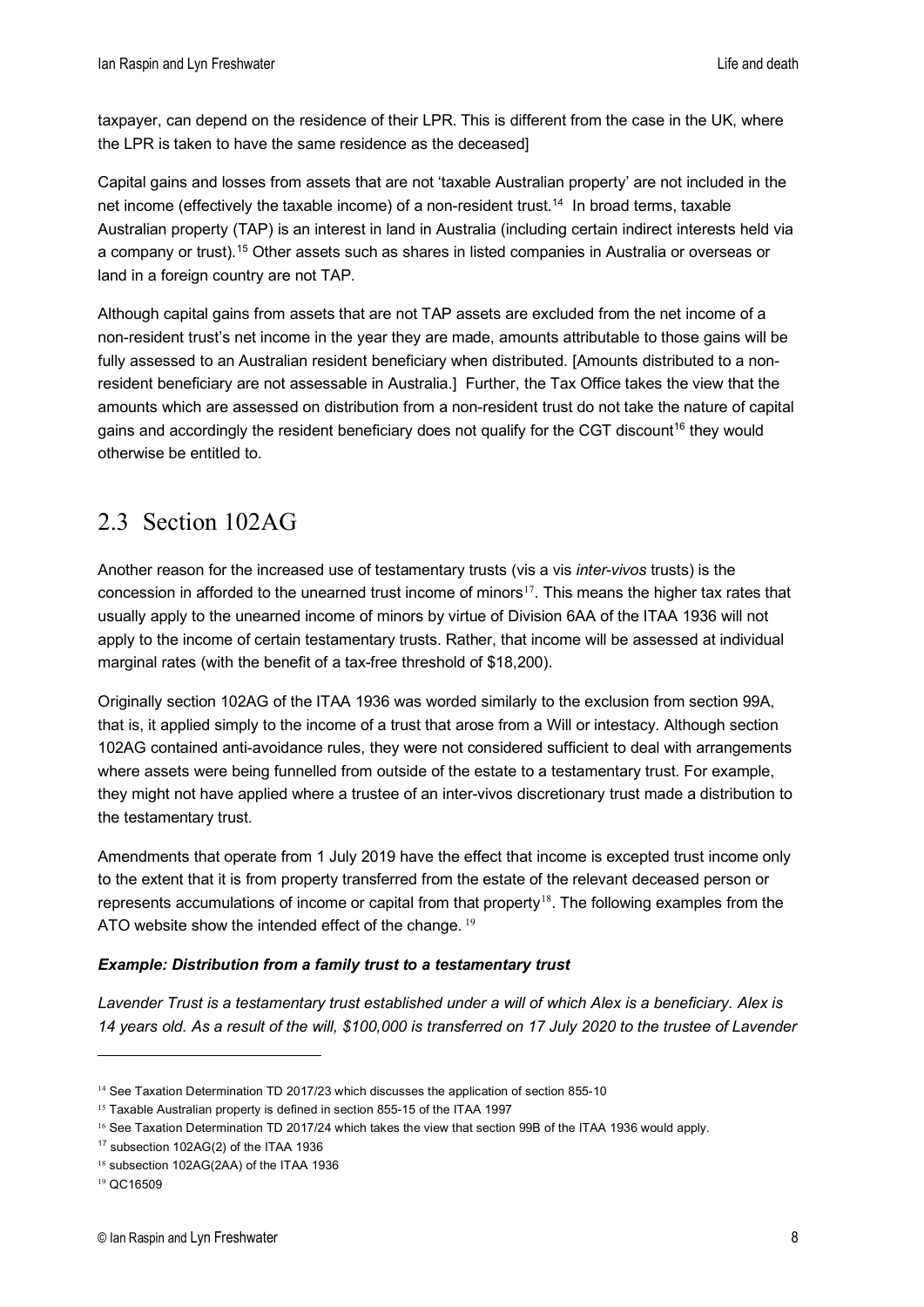taxpayer, can depend on the residence of their LPR. This is different from the case in the UK, where the LPR is taken to have the same residence as the deceased]

Capital gains and losses from assets that are not 'taxable Australian property' are not included in the net income (effectively the taxable income) of a non-resident trust.[14] In broad terms, taxable Australian property (TAP) is an interest in land in Australia (including certain indirect interests held via a company or trust).[15] Other assets such as shares in listed companies in Australia or overseas or land in a foreign country are not TAP.

Although capital gains from assets that are not TAP assets are excluded from the net income of a non-resident trust's net income in the year they are made, amounts attributable to those gains will be fully assessed to an Australian resident beneficiary when distributed. [Amounts distributed to a non-resident beneficiary are not assessable in Australia.] Further, the Tax Office takes the view that the amounts which are assessed on distribution from a non-resident trust do not take the nature of capital gains and accordingly the resident beneficiary does not qualify for the CGT discount[16] they would otherwise be entitled to.

## 2.3 Section 102AG

Another reason for the increased use of testamentary trusts (vis a vis *inter-vivos* trusts) is the concession in afforded to the unearned trust income of minors[17]. This means the higher tax rates that usually apply to the unearned income of minors by virtue of Division 6AA of the ITAA 1936 will not apply to the income of certain testamentary trusts. Rather, that income will be assessed at individual marginal rates (with the benefit of a tax-free threshold of $18,200).

Originally section 102AG of the ITAA 1936 was worded similarly to the exclusion from section 99A, that is, it applied simply to the income of a trust that arose from a Will or intestacy. Although section 102AG contained anti-avoidance rules, they were not considered sufficient to deal with arrangements where assets were being funnelled from outside of the estate to a testamentary trust. For example, they might not have applied where a trustee of an inter-vivos discretionary trust made a distribution to the testamentary trust.

Amendments that operate from 1 July 2019 have the effect that income is excepted trust income only to the extent that it is from property transferred from the estate of the relevant deceased person or represents accumulations of income or capital from that property[18]. The following examples from the ATO website show the intended effect of the change. [19]

***Example: Distribution from a family trust to a testamentary trust***

*Lavender Trust is a testamentary trust established under a will of which Alex is a beneficiary. Alex is 14 years old. As a result of the will, $100,000 is transferred on 17 July 2020 to the trustee of Lavender*

---

[14] See Taxation Determination TD 2017/23 which discusses the application of section 855-10

[15] Taxable Australian property is defined in section 855-15 of the ITAA 1997

[16] See Taxation Determination TD 2017/24 which takes the view that section 99B of the ITAA 1936 would apply.

[17] subsection 102AG(2) of the ITAA 1936

[18] subsection 102AG(2AA) of the ITAA 1936

[19] QC16509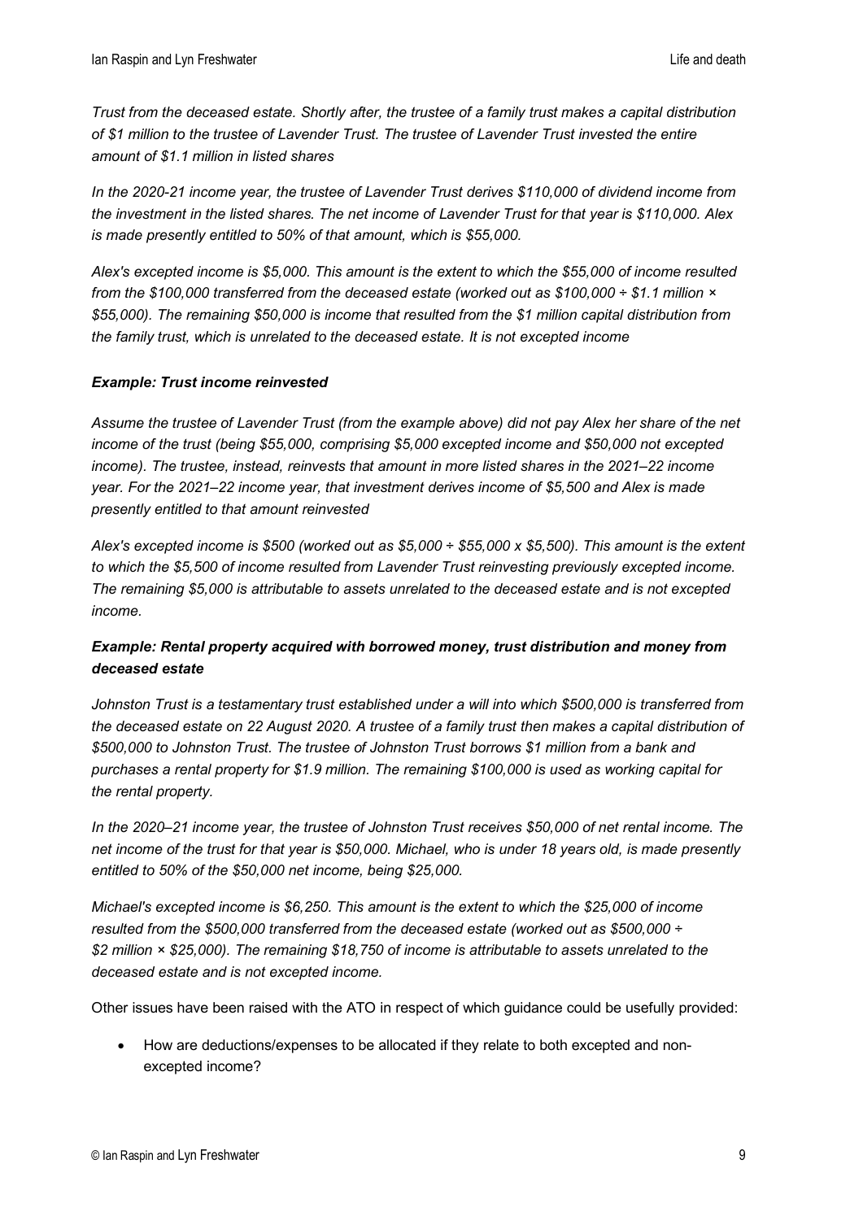*Trust from the deceased estate. Shortly after, the trustee of a family trust makes a capital distribution of $1 million to the trustee of Lavender Trust. The trustee of Lavender Trust invested the entire amount of $1.1 million in listed shares*

*In the 2020-21 income year, the trustee of Lavender Trust derives $110,000 of dividend income from the investment in the listed shares. The net income of Lavender Trust for that year is $110,000. Alex is made presently entitled to 50% of that amount, which is $55,000.*

*Alex's excepted income is $5,000. This amount is the extent to which the $55,000 of income resulted from the $100,000 transferred from the deceased estate (worked out as $100,000 ÷ $1.1 million × $55,000). The remaining $50,000 is income that resulted from the $1 million capital distribution from the family trust, which is unrelated to the deceased estate. It is not excepted income*

***Example: Trust income reinvested***

*Assume the trustee of Lavender Trust (from the example above) did not pay Alex her share of the net income of the trust (being $55,000, comprising $5,000 excepted income and $50,000 not excepted income). The trustee, instead, reinvests that amount in more listed shares in the 2021–22 income year. For the 2021–22 income year, that investment derives income of $5,500 and Alex is made presently entitled to that amount reinvested*

*Alex's excepted income is $500 (worked out as $5,000 ÷ $55,000 x $5,500). This amount is the extent to which the $5,500 of income resulted from Lavender Trust reinvesting previously excepted income. The remaining $5,000 is attributable to assets unrelated to the deceased estate and is not excepted income.*

***Example: Rental property acquired with borrowed money, trust distribution and money from deceased estate***

*Johnston Trust is a testamentary trust established under a will into which $500,000 is transferred from the deceased estate on 22 August 2020. A trustee of a family trust then makes a capital distribution of $500,000 to Johnston Trust. The trustee of Johnston Trust borrows $1 million from a bank and purchases a rental property for $1.9 million. The remaining $100,000 is used as working capital for the rental property.*

*In the 2020–21 income year, the trustee of Johnston Trust receives $50,000 of net rental income. The net income of the trust for that year is $50,000. Michael, who is under 18 years old, is made presently entitled to 50% of the $50,000 net income, being $25,000.*

*Michael's excepted income is $6,250. This amount is the extent to which the $25,000 of income resulted from the $500,000 transferred from the deceased estate (worked out as $500,000 ÷ $2 million × $25,000). The remaining $18,750 of income is attributable to assets unrelated to the deceased estate and is not excepted income.*

Other issues have been raised with the ATO in respect of which guidance could be usefully provided:

- How are deductions/expenses to be allocated if they relate to both excepted and non-excepted income?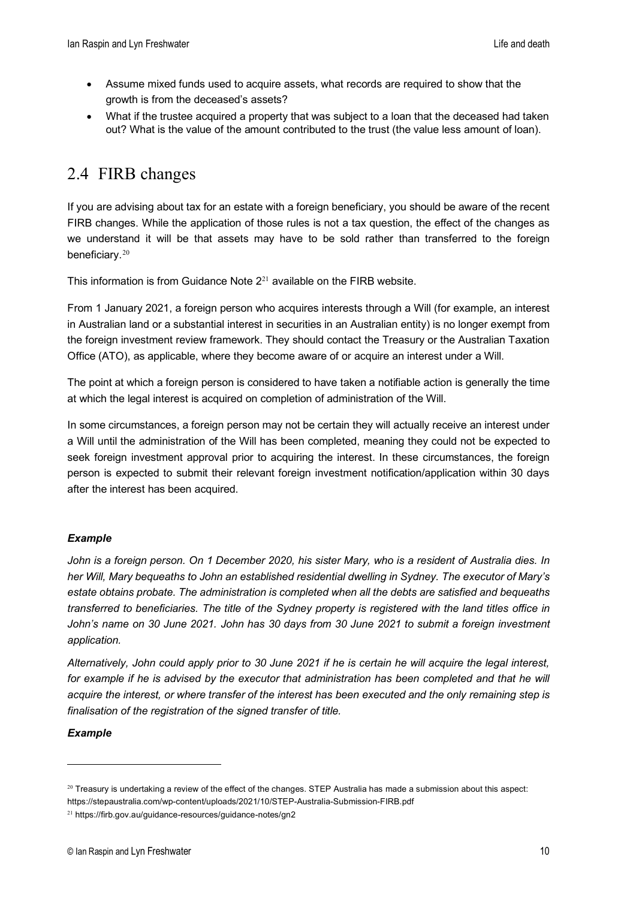- Assume mixed funds used to acquire assets, what records are required to show that the growth is from the deceased's assets?
- What if the trustee acquired a property that was subject to a loan that the deceased had taken out? What is the value of the amount contributed to the trust (the value less amount of loan).

## 2.4 FIRB changes

If you are advising about tax for an estate with a foreign beneficiary, you should be aware of the recent FIRB changes. While the application of those rules is not a tax question, the effect of the changes as we understand it will be that assets may have to be sold rather than transferred to the foreign beneficiary.[20]

This information is from Guidance Note 2[21] available on the FIRB website.

From 1 January 2021, a foreign person who acquires interests through a Will (for example, an interest in Australian land or a substantial interest in securities in an Australian entity) is no longer exempt from the foreign investment review framework. They should contact the Treasury or the Australian Taxation Office (ATO), as applicable, where they become aware of or acquire an interest under a Will.

The point at which a foreign person is considered to have taken a notifiable action is generally the time at which the legal interest is acquired on completion of administration of the Will.

In some circumstances, a foreign person may not be certain they will actually receive an interest under a Will until the administration of the Will has been completed, meaning they could not be expected to seek foreign investment approval prior to acquiring the interest. In these circumstances, the foreign person is expected to submit their relevant foreign investment notification/application within 30 days after the interest has been acquired.

***Example***

*John is a foreign person. On 1 December 2020, his sister Mary, who is a resident of Australia dies. In her Will, Mary bequeaths to John an established residential dwelling in Sydney. The executor of Mary's estate obtains probate. The administration is completed when all the debts are satisfied and bequeaths transferred to beneficiaries. The title of the Sydney property is registered with the land titles office in John's name on 30 June 2021. John has 30 days from 30 June 2021 to submit a foreign investment application.*

*Alternatively, John could apply prior to 30 June 2021 if he is certain he will acquire the legal interest, for example if he is advised by the executor that administration has been completed and that he will acquire the interest, or where transfer of the interest has been executed and the only remaining step is finalisation of the registration of the signed transfer of title.*

***Example***

---

[20] Treasury is undertaking a review of the effect of the changes. STEP Australia has made a submission about this aspect: https://stepaustralia.com/wp-content/uploads/2021/10/STEP-Australia-Submission-FIRB.pdf

[21] https://firb.gov.au/guidance-resources/guidance-notes/gn2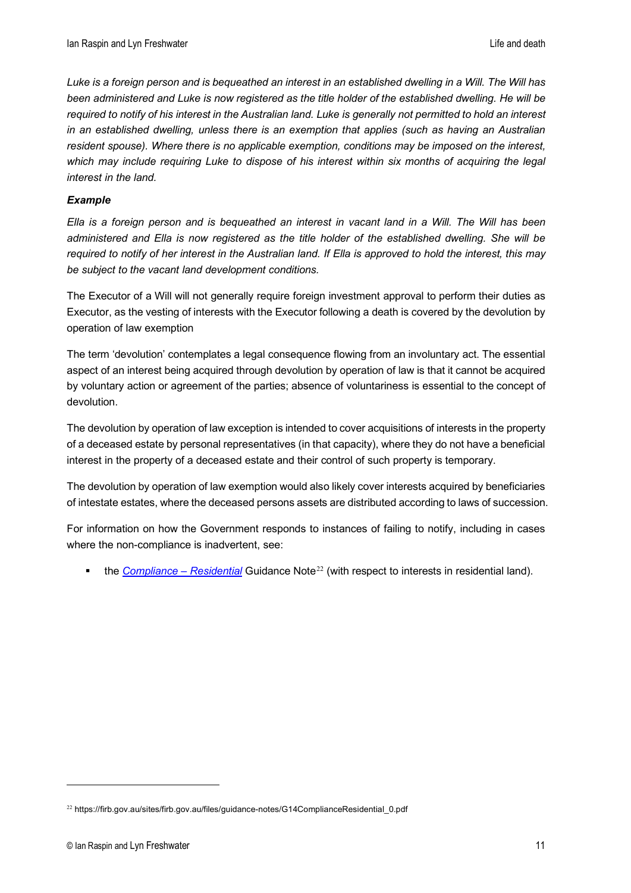*Luke is a foreign person and is bequeathed an interest in an established dwelling in a Will. The Will has been administered and Luke is now registered as the title holder of the established dwelling. He will be required to notify of his interest in the Australian land. Luke is generally not permitted to hold an interest in an established dwelling, unless there is an exemption that applies (such as having an Australian resident spouse). Where there is no applicable exemption, conditions may be imposed on the interest, which may include requiring Luke to dispose of his interest within six months of acquiring the legal interest in the land.*

***Example***

*Ella is a foreign person and is bequeathed an interest in vacant land in a Will. The Will has been administered and Ella is now registered as the title holder of the established dwelling. She will be required to notify of her interest in the Australian land. If Ella is approved to hold the interest, this may be subject to the vacant land development conditions.*

The Executor of a Will will not generally require foreign investment approval to perform their duties as Executor, as the vesting of interests with the Executor following a death is covered by the devolution by operation of law exemption

The term 'devolution' contemplates a legal consequence flowing from an involuntary act. The essential aspect of an interest being acquired through devolution by operation of law is that it cannot be acquired by voluntary action or agreement of the parties; absence of voluntariness is essential to the concept of devolution.

The devolution by operation of law exception is intended to cover acquisitions of interests in the property of a deceased estate by personal representatives (in that capacity), where they do not have a beneficial interest in the property of a deceased estate and their control of such property is temporary.

The devolution by operation of law exemption would also likely cover interests acquired by beneficiaries of intestate estates, where the deceased persons assets are distributed according to laws of succession.

For information on how the Government responds to instances of failing to notify, including in cases where the non-compliance is inadvertent, see:

- the *Compliance – Residential* Guidance Note[22] (with respect to interests in residential land).

[22] https://firb.gov.au/sites/firb.gov.au/files/guidance-notes/G14ComplianceResidential_0.pdf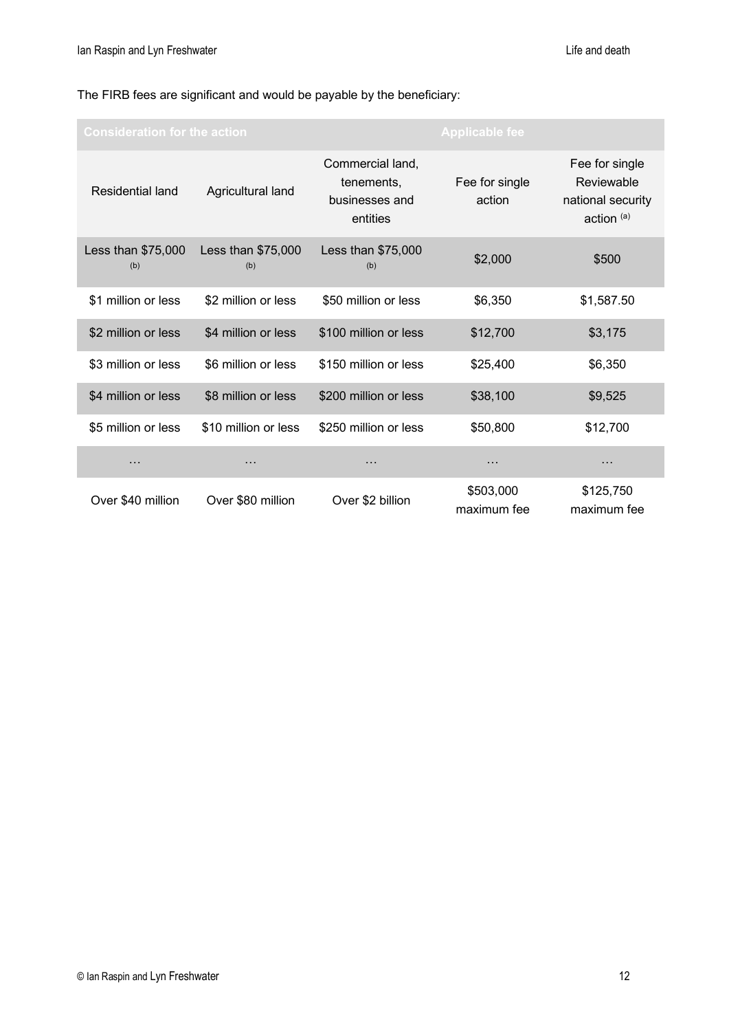The FIRB fees are significant and would be payable by the beneficiary:

| Consideration for the action | | | Applicable fee | |
|---|---|---|---|---|
| Residential land | Agricultural land | Commercial land, tenements, businesses and entities | Fee for single action | Fee for single Reviewable national security action [(a)] |
| Less than $75,000 [(b)] | Less than $75,000 [(b)] | Less than $75,000 [(b)] | $2,000 | $500 |
| $1 million or less | $2 million or less | $50 million or less | $6,350 | $1,587.50 |
| $2 million or less | $4 million or less | $100 million or less | $12,700 | $3,175 |
| $3 million or less | $6 million or less | $150 million or less | $25,400 | $6,350 |
| $4 million or less | $8 million or less | $200 million or less | $38,100 | $9,525 |
| $5 million or less | $10 million or less | $250 million or less | $50,800 | $12,700 |
| … | … | … | … | … |
| Over $40 million | Over $80 million | Over $2 billion | $503,000 maximum fee | $125,750 maximum fee |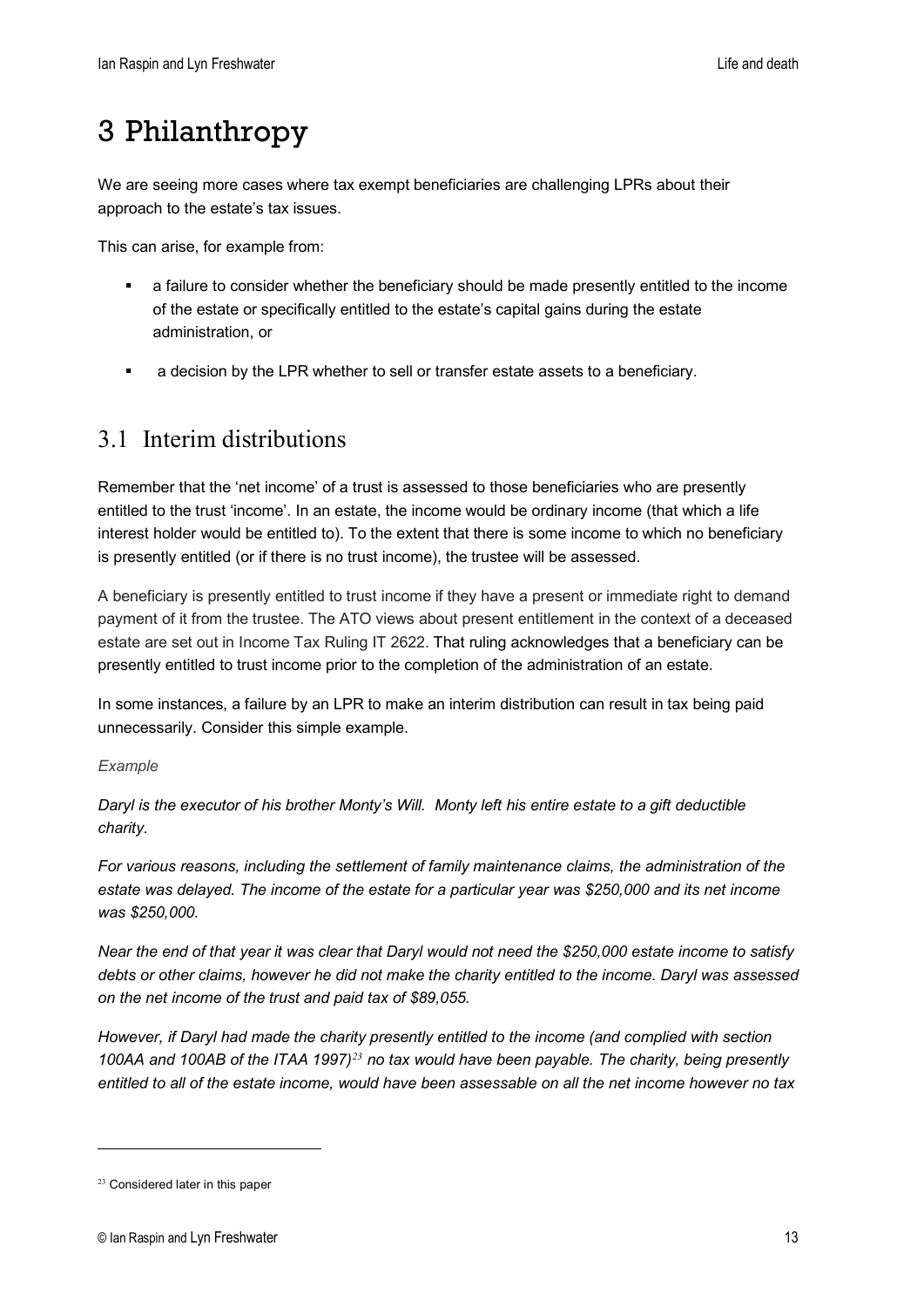# 3 Philanthropy

We are seeing more cases where tax exempt beneficiaries are challenging LPRs about their approach to the estate's tax issues.

This can arise, for example from:

- a failure to consider whether the beneficiary should be made presently entitled to the income of the estate or specifically entitled to the estate's capital gains during the estate administration, or
- a decision by the LPR whether to sell or transfer estate assets to a beneficiary.

## 3.1 Interim distributions

Remember that the 'net income' of a trust is assessed to those beneficiaries who are presently entitled to the trust 'income'. In an estate, the income would be ordinary income (that which a life interest holder would be entitled to). To the extent that there is some income to which no beneficiary is presently entitled (or if there is no trust income), the trustee will be assessed.

A beneficiary is presently entitled to trust income if they have a present or immediate right to demand payment of it from the trustee. The ATO views about present entitlement in the context of a deceased estate are set out in Income Tax Ruling IT 2622. That ruling acknowledges that a beneficiary can be presently entitled to trust income prior to the completion of the administration of an estate.

In some instances, a failure by an LPR to make an interim distribution can result in tax being paid unnecessarily. Consider this simple example.

*Example*

*Daryl is the executor of his brother Monty's Will. Monty left his entire estate to a gift deductible charity.*

*For various reasons, including the settlement of family maintenance claims, the administration of the estate was delayed. The income of the estate for a particular year was $250,000 and its net income was $250,000.*

*Near the end of that year it was clear that Daryl would not need the $250,000 estate income to satisfy debts or other claims, however he did not make the charity entitled to the income. Daryl was assessed on the net income of the trust and paid tax of $89,055.*

*However, if Daryl had made the charity presently entitled to the income (and complied with section 100AA and 100AB of the ITAA 1997)[23] no tax would have been payable. The charity, being presently entitled to all of the estate income, would have been assessable on all the net income however no tax*

---

[23] Considered later in this paper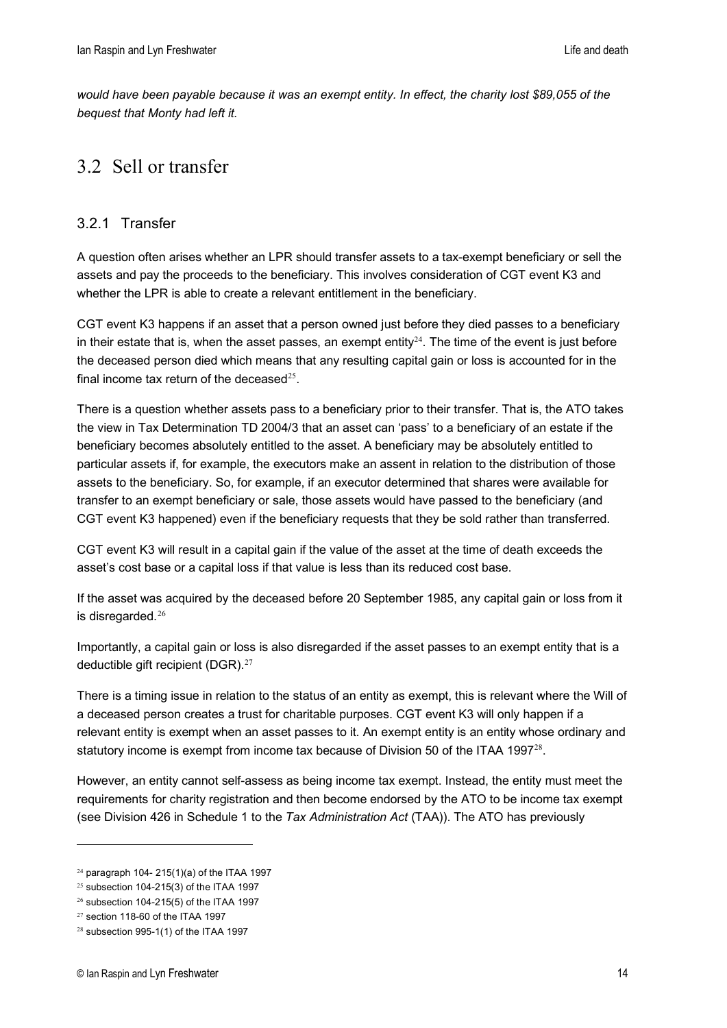*would have been payable because it was an exempt entity. In effect, the charity lost $89,055 of the bequest that Monty had left it.*

## 3.2 Sell or transfer

### 3.2.1 Transfer

A question often arises whether an LPR should transfer assets to a tax-exempt beneficiary or sell the assets and pay the proceeds to the beneficiary. This involves consideration of CGT event K3 and whether the LPR is able to create a relevant entitlement in the beneficiary.

CGT event K3 happens if an asset that a person owned just before they died passes to a beneficiary in their estate that is, when the asset passes, an exempt entity[24]. The time of the event is just before the deceased person died which means that any resulting capital gain or loss is accounted for in the final income tax return of the deceased[25].

There is a question whether assets pass to a beneficiary prior to their transfer. That is, the ATO takes the view in Tax Determination TD 2004/3 that an asset can 'pass' to a beneficiary of an estate if the beneficiary becomes absolutely entitled to the asset. A beneficiary may be absolutely entitled to particular assets if, for example, the executors make an assent in relation to the distribution of those assets to the beneficiary. So, for example, if an executor determined that shares were available for transfer to an exempt beneficiary or sale, those assets would have passed to the beneficiary (and CGT event K3 happened) even if the beneficiary requests that they be sold rather than transferred.

CGT event K3 will result in a capital gain if the value of the asset at the time of death exceeds the asset's cost base or a capital loss if that value is less than its reduced cost base.

If the asset was acquired by the deceased before 20 September 1985, any capital gain or loss from it is disregarded.[26]

Importantly, a capital gain or loss is also disregarded if the asset passes to an exempt entity that is a deductible gift recipient (DGR).[27]

There is a timing issue in relation to the status of an entity as exempt, this is relevant where the Will of a deceased person creates a trust for charitable purposes. CGT event K3 will only happen if a relevant entity is exempt when an asset passes to it. An exempt entity is an entity whose ordinary and statutory income is exempt from income tax because of Division 50 of the ITAA 1997[28].

However, an entity cannot self-assess as being income tax exempt. Instead, the entity must meet the requirements for charity registration and then become endorsed by the ATO to be income tax exempt (see Division 426 in Schedule 1 to the *Tax Administration Act* (TAA)). The ATO has previously

---

[24] paragraph 104- 215(1)(a) of the ITAA 1997

[25] subsection 104-215(3) of the ITAA 1997

[26] subsection 104-215(5) of the ITAA 1997

[27] section 118-60 of the ITAA 1997

[28] subsection 995-1(1) of the ITAA 1997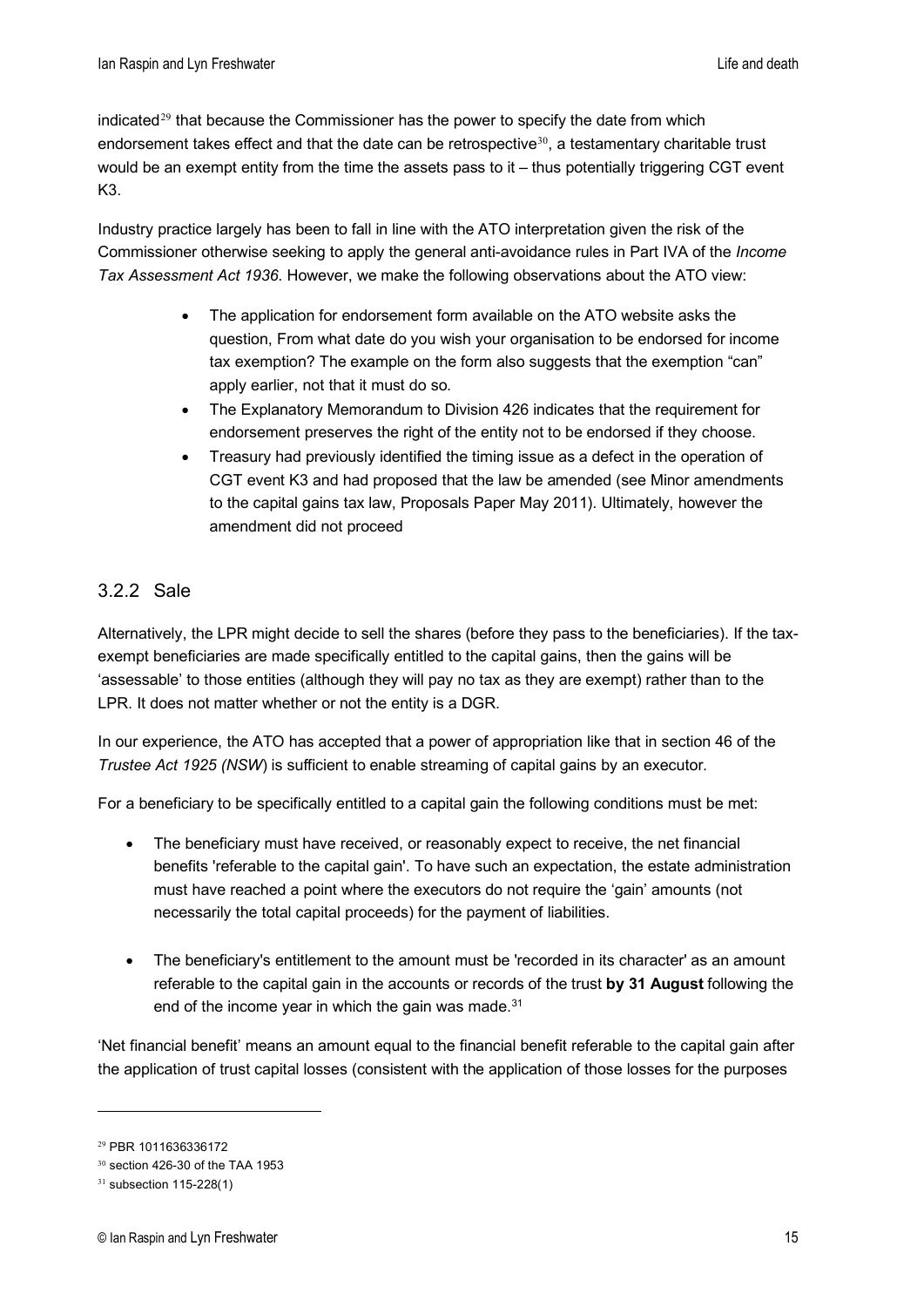indicated[29] that because the Commissioner has the power to specify the date from which endorsement takes effect and that the date can be retrospective[30], a testamentary charitable trust would be an exempt entity from the time the assets pass to it – thus potentially triggering CGT event K3.

Industry practice largely has been to fall in line with the ATO interpretation given the risk of the Commissioner otherwise seeking to apply the general anti-avoidance rules in Part IVA of the *Income Tax Assessment Act 1936*. However, we make the following observations about the ATO view:

- The application for endorsement form available on the ATO website asks the question, From what date do you wish your organisation to be endorsed for income tax exemption? The example on the form also suggests that the exemption "can" apply earlier, not that it must do so.
- The Explanatory Memorandum to Division 426 indicates that the requirement for endorsement preserves the right of the entity not to be endorsed if they choose.
- Treasury had previously identified the timing issue as a defect in the operation of CGT event K3 and had proposed that the law be amended (see Minor amendments to the capital gains tax law, Proposals Paper May 2011). Ultimately, however the amendment did not proceed

### 3.2.2 Sale

Alternatively, the LPR might decide to sell the shares (before they pass to the beneficiaries). If the tax-exempt beneficiaries are made specifically entitled to the capital gains, then the gains will be 'assessable' to those entities (although they will pay no tax as they are exempt) rather than to the LPR. It does not matter whether or not the entity is a DGR.

In our experience, the ATO has accepted that a power of appropriation like that in section 46 of the *Trustee Act 1925 (NSW*) is sufficient to enable streaming of capital gains by an executor.

For a beneficiary to be specifically entitled to a capital gain the following conditions must be met:

- The beneficiary must have received, or reasonably expect to receive, the net financial benefits 'referable to the capital gain'. To have such an expectation, the estate administration must have reached a point where the executors do not require the 'gain' amounts (not necessarily the total capital proceeds) for the payment of liabilities.
- The beneficiary's entitlement to the amount must be 'recorded in its character' as an amount referable to the capital gain in the accounts or records of the trust **by 31 August** following the end of the income year in which the gain was made.[31]

'Net financial benefit' means an amount equal to the financial benefit referable to the capital gain after the application of trust capital losses (consistent with the application of those losses for the purposes

---

[29] PBR 1011636336172

[30] section 426-30 of the TAA 1953

[31] subsection 115-228(1)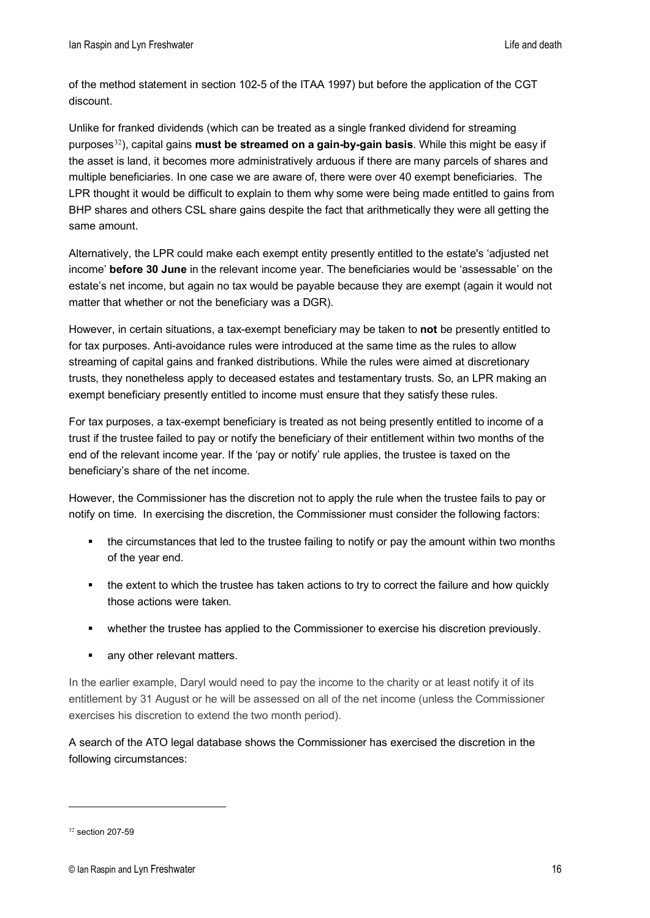of the method statement in section 102-5 of the ITAA 1997) but before the application of the CGT discount.

Unlike for franked dividends (which can be treated as a single franked dividend for streaming purposes[32]), capital gains **must be streamed on a gain-by-gain basis**. While this might be easy if the asset is land, it becomes more administratively arduous if there are many parcels of shares and multiple beneficiaries. In one case we are aware of, there were over 40 exempt beneficiaries. The LPR thought it would be difficult to explain to them why some were being made entitled to gains from BHP shares and others CSL share gains despite the fact that arithmetically they were all getting the same amount.

Alternatively, the LPR could make each exempt entity presently entitled to the estate's 'adjusted net income' **before 30 June** in the relevant income year. The beneficiaries would be 'assessable' on the estate's net income, but again no tax would be payable because they are exempt (again it would not matter that whether or not the beneficiary was a DGR).

However, in certain situations, a tax-exempt beneficiary may be taken to **not** be presently entitled to for tax purposes. Anti-avoidance rules were introduced at the same time as the rules to allow streaming of capital gains and franked distributions. While the rules were aimed at discretionary trusts, they nonetheless apply to deceased estates and testamentary trusts. So, an LPR making an exempt beneficiary presently entitled to income must ensure that they satisfy these rules.

For tax purposes, a tax-exempt beneficiary is treated as not being presently entitled to income of a trust if the trustee failed to pay or notify the beneficiary of their entitlement within two months of the end of the relevant income year. If the 'pay or notify' rule applies, the trustee is taxed on the beneficiary's share of the net income.

However, the Commissioner has the discretion not to apply the rule when the trustee fails to pay or notify on time. In exercising the discretion, the Commissioner must consider the following factors:

- the circumstances that led to the trustee failing to notify or pay the amount within two months of the year end.
- the extent to which the trustee has taken actions to try to correct the failure and how quickly those actions were taken.
- whether the trustee has applied to the Commissioner to exercise his discretion previously.
- any other relevant matters.

In the earlier example, Daryl would need to pay the income to the charity or at least notify it of its entitlement by 31 August or he will be assessed on all of the net income (unless the Commissioner exercises his discretion to extend the two month period).

A search of the ATO legal database shows the Commissioner has exercised the discretion in the following circumstances:

---

[32] section 207-59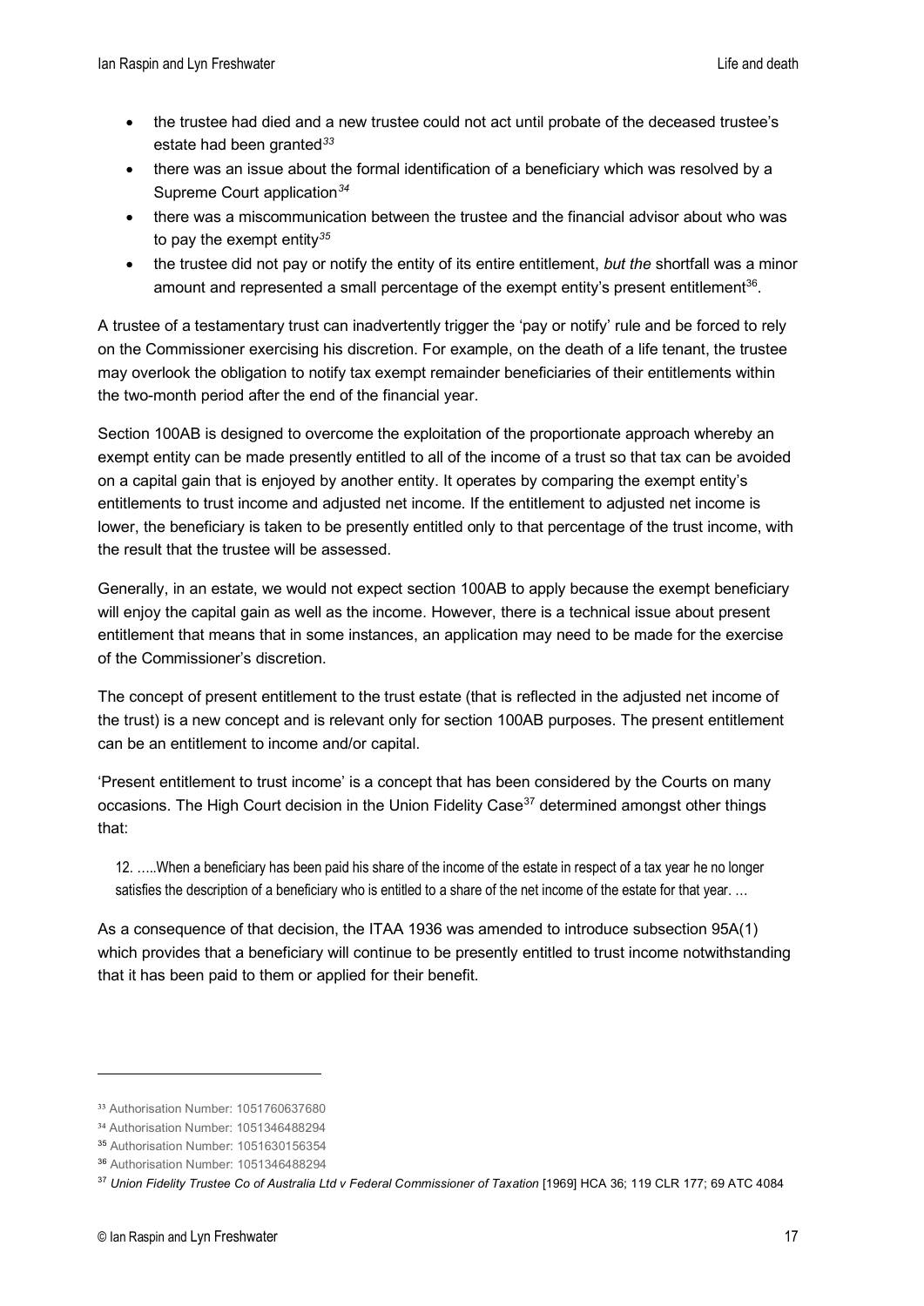- the trustee had died and a new trustee could not act until probate of the deceased trustee's estate had been granted[33]
- there was an issue about the formal identification of a beneficiary which was resolved by a Supreme Court application[34]
- there was a miscommunication between the trustee and the financial advisor about who was to pay the exempt entity[35]
- the trustee did not pay or notify the entity of its entire entitlement, *but the* shortfall was a minor amount and represented a small percentage of the exempt entity's present entitlement[36].

A trustee of a testamentary trust can inadvertently trigger the 'pay or notify' rule and be forced to rely on the Commissioner exercising his discretion. For example, on the death of a life tenant, the trustee may overlook the obligation to notify tax exempt remainder beneficiaries of their entitlements within the two-month period after the end of the financial year.

Section 100AB is designed to overcome the exploitation of the proportionate approach whereby an exempt entity can be made presently entitled to all of the income of a trust so that tax can be avoided on a capital gain that is enjoyed by another entity. It operates by comparing the exempt entity's entitlements to trust income and adjusted net income. If the entitlement to adjusted net income is lower, the beneficiary is taken to be presently entitled only to that percentage of the trust income, with the result that the trustee will be assessed.

Generally, in an estate, we would not expect section 100AB to apply because the exempt beneficiary will enjoy the capital gain as well as the income. However, there is a technical issue about present entitlement that means that in some instances, an application may need to be made for the exercise of the Commissioner's discretion.

The concept of present entitlement to the trust estate (that is reflected in the adjusted net income of the trust) is a new concept and is relevant only for section 100AB purposes. The present entitlement can be an entitlement to income and/or capital.

'Present entitlement to trust income' is a concept that has been considered by the Courts on many occasions. The High Court decision in the Union Fidelity Case[37] determined amongst other things that:

> 12. …..When a beneficiary has been paid his share of the income of the estate in respect of a tax year he no longer satisfies the description of a beneficiary who is entitled to a share of the net income of the estate for that year. …

As a consequence of that decision, the ITAA 1936 was amended to introduce subsection 95A(1) which provides that a beneficiary will continue to be presently entitled to trust income notwithstanding that it has been paid to them or applied for their benefit.

---

[33] Authorisation Number: 1051760637680

[34] Authorisation Number: 1051346488294

[35] Authorisation Number: 1051630156354

[36] Authorisation Number: 1051346488294

[37] *Union Fidelity Trustee Co of Australia Ltd v Federal Commissioner of Taxation* [1969] HCA 36; 119 CLR 177; 69 ATC 4084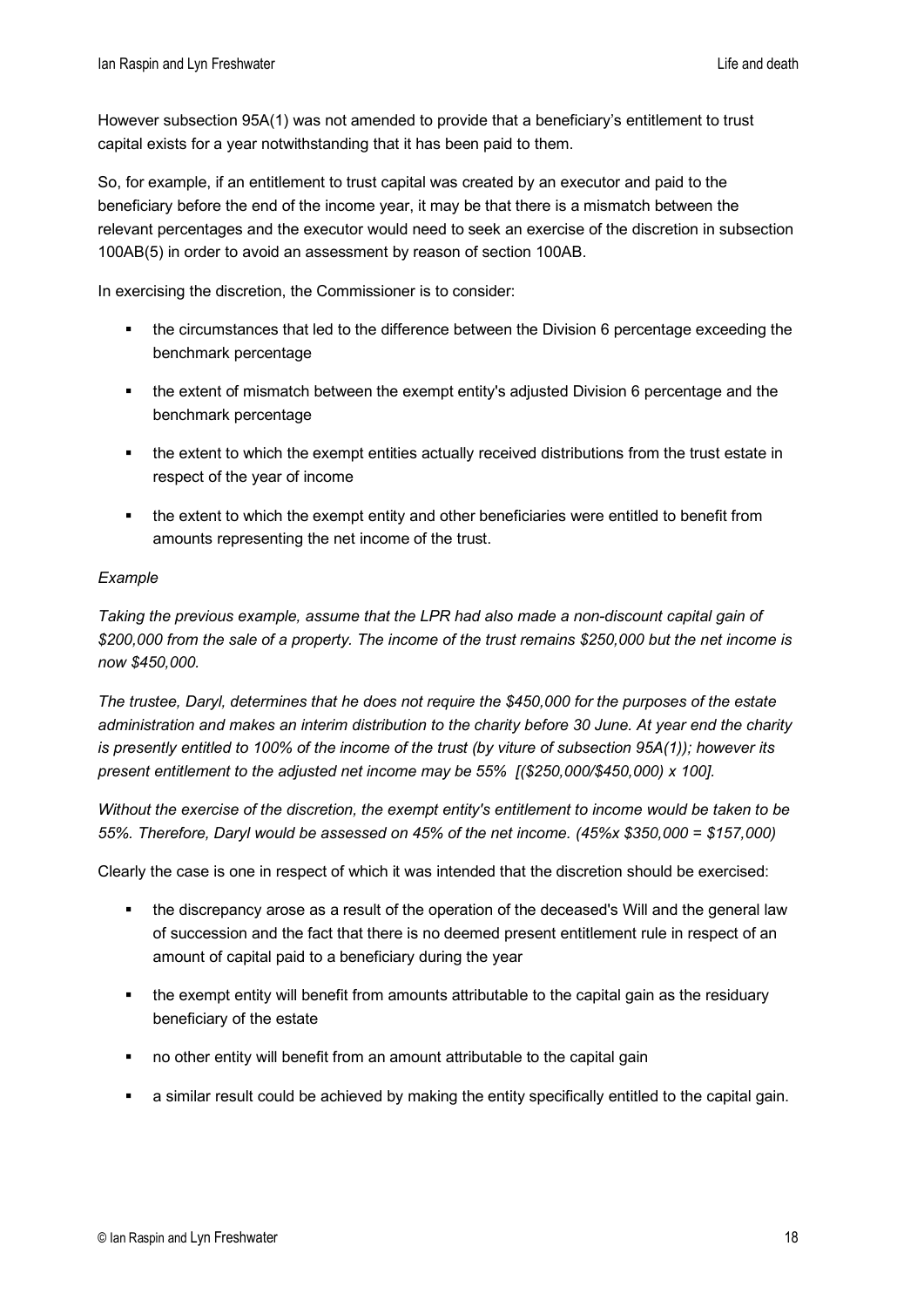However subsection 95A(1) was not amended to provide that a beneficiary's entitlement to trust capital exists for a year notwithstanding that it has been paid to them.

So, for example, if an entitlement to trust capital was created by an executor and paid to the beneficiary before the end of the income year, it may be that there is a mismatch between the relevant percentages and the executor would need to seek an exercise of the discretion in subsection 100AB(5) in order to avoid an assessment by reason of section 100AB.

In exercising the discretion, the Commissioner is to consider:

- the circumstances that led to the difference between the Division 6 percentage exceeding the benchmark percentage
- the extent of mismatch between the exempt entity's adjusted Division 6 percentage and the benchmark percentage
- the extent to which the exempt entities actually received distributions from the trust estate in respect of the year of income
- the extent to which the exempt entity and other beneficiaries were entitled to benefit from amounts representing the net income of the trust.

*Example*

*Taking the previous example, assume that the LPR had also made a non-discount capital gain of $200,000 from the sale of a property. The income of the trust remains $250,000 but the net income is now $450,000.*

*The trustee, Daryl, determines that he does not require the $450,000 for the purposes of the estate administration and makes an interim distribution to the charity before 30 June. At year end the charity is presently entitled to 100% of the income of the trust (by viture of subsection 95A(1)); however its present entitlement to the adjusted net income may be 55% [($250,000/$450,000) x 100].*

*Without the exercise of the discretion, the exempt entity's entitlement to income would be taken to be 55%. Therefore, Daryl would be assessed on 45% of the net income. (45%x $350,000 = $157,000)*

Clearly the case is one in respect of which it was intended that the discretion should be exercised:

- the discrepancy arose as a result of the operation of the deceased's Will and the general law of succession and the fact that there is no deemed present entitlement rule in respect of an amount of capital paid to a beneficiary during the year
- the exempt entity will benefit from amounts attributable to the capital gain as the residuary beneficiary of the estate
- no other entity will benefit from an amount attributable to the capital gain
- a similar result could be achieved by making the entity specifically entitled to the capital gain.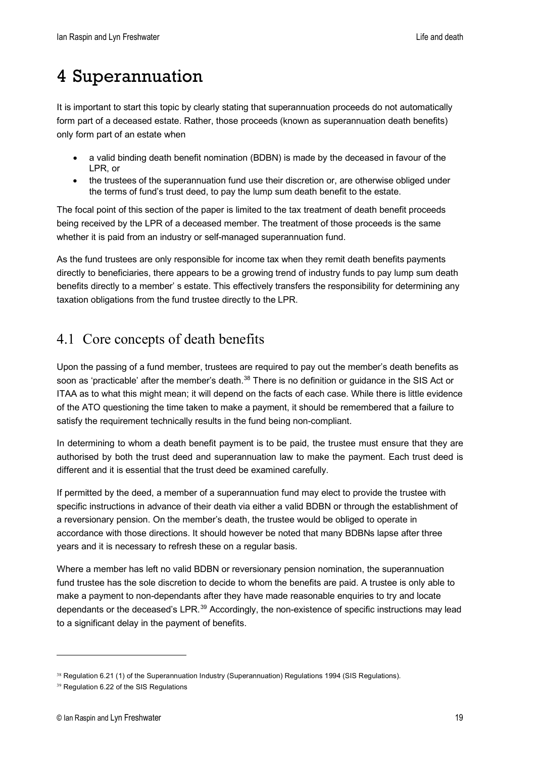# 4 Superannuation

It is important to start this topic by clearly stating that superannuation proceeds do not automatically form part of a deceased estate. Rather, those proceeds (known as superannuation death benefits) only form part of an estate when

- a valid binding death benefit nomination (BDBN) is made by the deceased in favour of the LPR, or
- the trustees of the superannuation fund use their discretion or, are otherwise obliged under the terms of fund's trust deed, to pay the lump sum death benefit to the estate.

The focal point of this section of the paper is limited to the tax treatment of death benefit proceeds being received by the LPR of a deceased member. The treatment of those proceeds is the same whether it is paid from an industry or self-managed superannuation fund.

As the fund trustees are only responsible for income tax when they remit death benefits payments directly to beneficiaries, there appears to be a growing trend of industry funds to pay lump sum death benefits directly to a member' s estate. This effectively transfers the responsibility for determining any taxation obligations from the fund trustee directly to the LPR.

## 4.1 Core concepts of death benefits

Upon the passing of a fund member, trustees are required to pay out the member's death benefits as soon as 'practicable' after the member's death.[38] There is no definition or guidance in the SIS Act or ITAA as to what this might mean; it will depend on the facts of each case. While there is little evidence of the ATO questioning the time taken to make a payment, it should be remembered that a failure to satisfy the requirement technically results in the fund being non-compliant.

In determining to whom a death benefit payment is to be paid, the trustee must ensure that they are authorised by both the trust deed and superannuation law to make the payment. Each trust deed is different and it is essential that the trust deed be examined carefully.

If permitted by the deed, a member of a superannuation fund may elect to provide the trustee with specific instructions in advance of their death via either a valid BDBN or through the establishment of a reversionary pension. On the member's death, the trustee would be obliged to operate in accordance with those directions. It should however be noted that many BDBNs lapse after three years and it is necessary to refresh these on a regular basis.

Where a member has left no valid BDBN or reversionary pension nomination, the superannuation fund trustee has the sole discretion to decide to whom the benefits are paid. A trustee is only able to make a payment to non-dependants after they have made reasonable enquiries to try and locate dependants or the deceased's LPR.[39] Accordingly, the non-existence of specific instructions may lead to a significant delay in the payment of benefits.

---

[38] Regulation 6.21 (1) of the Superannuation Industry (Superannuation) Regulations 1994 (SIS Regulations).

[39] Regulation 6.22 of the SIS Regulations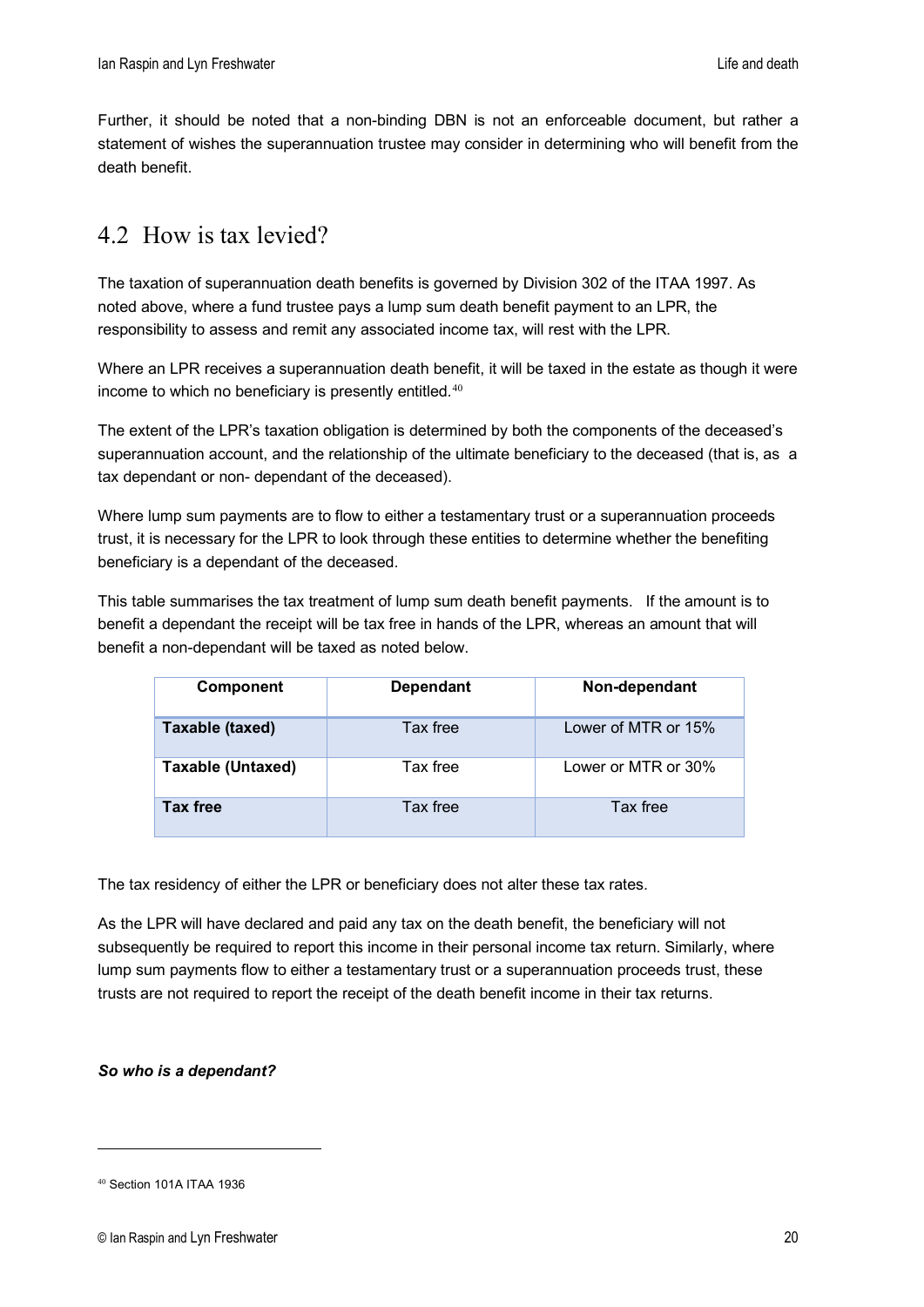Further, it should be noted that a non-binding DBN is not an enforceable document, but rather a statement of wishes the superannuation trustee may consider in determining who will benefit from the death benefit.

## 4.2 How is tax levied?

The taxation of superannuation death benefits is governed by Division 302 of the ITAA 1997. As noted above, where a fund trustee pays a lump sum death benefit payment to an LPR, the responsibility to assess and remit any associated income tax, will rest with the LPR.

Where an LPR receives a superannuation death benefit, it will be taxed in the estate as though it were income to which no beneficiary is presently entitled.[40]

The extent of the LPR's taxation obligation is determined by both the components of the deceased's superannuation account, and the relationship of the ultimate beneficiary to the deceased (that is, as a tax dependant or non- dependant of the deceased).

Where lump sum payments are to flow to either a testamentary trust or a superannuation proceeds trust, it is necessary for the LPR to look through these entities to determine whether the benefiting beneficiary is a dependant of the deceased.

This table summarises the tax treatment of lump sum death benefit payments. If the amount is to benefit a dependant the receipt will be tax free in hands of the LPR, whereas an amount that will benefit a non-dependant will be taxed as noted below.

| Component | Dependant | Non-dependant |
|---|---|---|
| **Taxable (taxed)** | Tax free | Lower of MTR or 15% |
| **Taxable (Untaxed)** | Tax free | Lower or MTR or 30% |
| **Tax free** | Tax free | Tax free |

The tax residency of either the LPR or beneficiary does not alter these tax rates.

As the LPR will have declared and paid any tax on the death benefit, the beneficiary will not subsequently be required to report this income in their personal income tax return. Similarly, where lump sum payments flow to either a testamentary trust or a superannuation proceeds trust, these trusts are not required to report the receipt of the death benefit income in their tax returns.

***So who is a dependant?***

[40] Section 101A ITAA 1936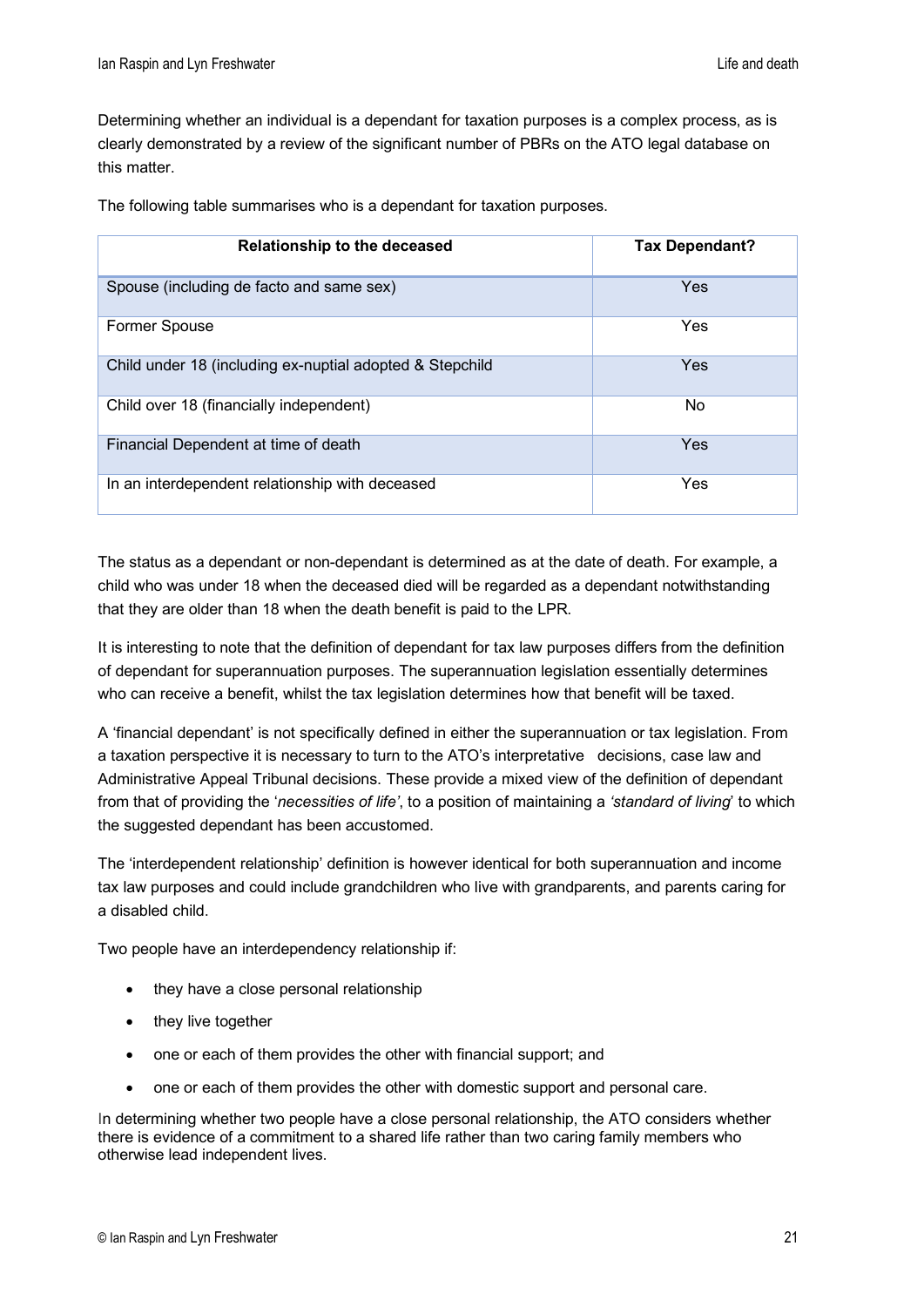Determining whether an individual is a dependant for taxation purposes is a complex process, as is clearly demonstrated by a review of the significant number of PBRs on the ATO legal database on this matter.

The following table summarises who is a dependant for taxation purposes.

| Relationship to the deceased | Tax Dependant? |
|---|---|
| Spouse (including de facto and same sex) | Yes |
| Former Spouse | Yes |
| Child under 18 (including ex-nuptial adopted & Stepchild | Yes |
| Child over 18 (financially independent) | No |
| Financial Dependent at time of death | Yes |
| In an interdependent relationship with deceased | Yes |

The status as a dependant or non-dependant is determined as at the date of death. For example, a child who was under 18 when the deceased died will be regarded as a dependant notwithstanding that they are older than 18 when the death benefit is paid to the LPR.

It is interesting to note that the definition of dependant for tax law purposes differs from the definition of dependant for superannuation purposes. The superannuation legislation essentially determines who can receive a benefit, whilst the tax legislation determines how that benefit will be taxed.

A 'financial dependant' is not specifically defined in either the superannuation or tax legislation. From a taxation perspective it is necessary to turn to the ATO's interpretative decisions, case law and Administrative Appeal Tribunal decisions. These provide a mixed view of the definition of dependant from that of providing the '*necessities of life'*, to a position of maintaining a *'standard of living*' to which the suggested dependant has been accustomed.

The 'interdependent relationship' definition is however identical for both superannuation and income tax law purposes and could include grandchildren who live with grandparents, and parents caring for a disabled child.

Two people have an interdependency relationship if:

- they have a close personal relationship
- they live together
- one or each of them provides the other with financial support; and
- one or each of them provides the other with domestic support and personal care.

In determining whether two people have a close personal relationship, the ATO considers whether there is evidence of a commitment to a shared life rather than two caring family members who otherwise lead independent lives.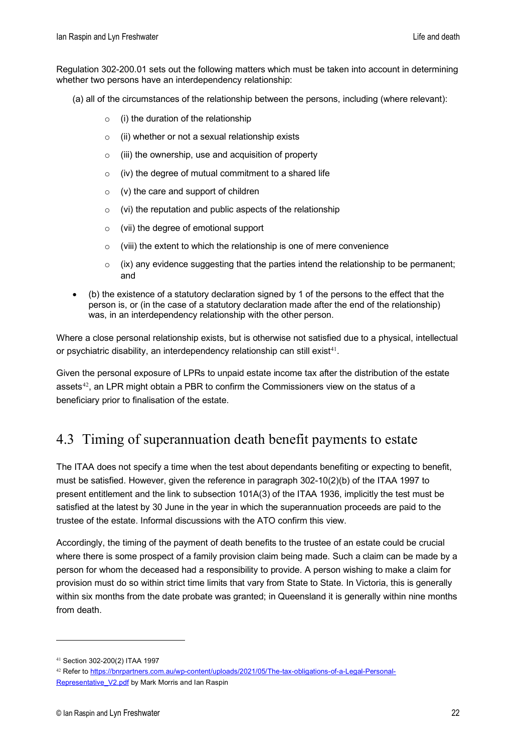Regulation 302-200.01 sets out the following matters which must be taken into account in determining whether two persons have an interdependency relationship:

(a) all of the circumstances of the relationship between the persons, including (where relevant):

- (i) the duration of the relationship
- (ii) whether or not a sexual relationship exists
- (iii) the ownership, use and acquisition of property
- (iv) the degree of mutual commitment to a shared life
- (v) the care and support of children
- (vi) the reputation and public aspects of the relationship
- (vii) the degree of emotional support
- (viii) the extent to which the relationship is one of mere convenience
- (ix) any evidence suggesting that the parties intend the relationship to be permanent; and

- (b) the existence of a statutory declaration signed by 1 of the persons to the effect that the person is, or (in the case of a statutory declaration made after the end of the relationship) was, in an interdependency relationship with the other person.

Where a close personal relationship exists, but is otherwise not satisfied due to a physical, intellectual or psychiatric disability, an interdependency relationship can still exist[41].

Given the personal exposure of LPRs to unpaid estate income tax after the distribution of the estate assets[42], an LPR might obtain a PBR to confirm the Commissioners view on the status of a beneficiary prior to finalisation of the estate.

## 4.3 Timing of superannuation death benefit payments to estate

The ITAA does not specify a time when the test about dependants benefiting or expecting to benefit, must be satisfied. However, given the reference in paragraph 302-10(2)(b) of the ITAA 1997 to present entitlement and the link to subsection 101A(3) of the ITAA 1936, implicitly the test must be satisfied at the latest by 30 June in the year in which the superannuation proceeds are paid to the trustee of the estate. Informal discussions with the ATO confirm this view.

Accordingly, the timing of the payment of death benefits to the trustee of an estate could be crucial where there is some prospect of a family provision claim being made. Such a claim can be made by a person for whom the deceased had a responsibility to provide. A person wishing to make a claim for provision must do so within strict time limits that vary from State to State. In Victoria, this is generally within six months from the date probate was granted; in Queensland it is generally within nine months from death.

---

[41] Section 302-200(2) ITAA 1997

[42] Refer to https://bnrpartners.com.au/wp-content/uploads/2021/05/The-tax-obligations-of-a-Legal-Personal-Representative_V2.pdf by Mark Morris and Ian Raspin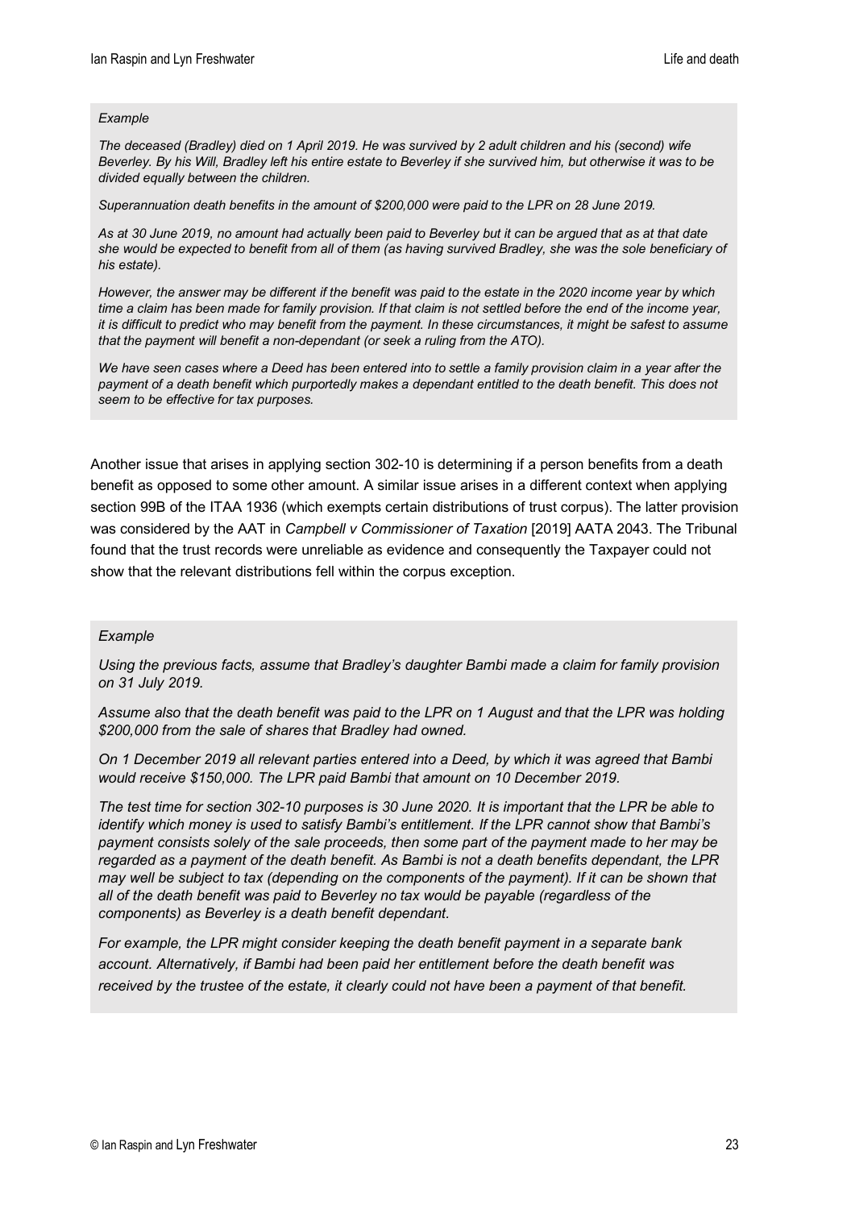*Example*

*The deceased (Bradley) died on 1 April 2019. He was survived by 2 adult children and his (second) wife Beverley. By his Will, Bradley left his entire estate to Beverley if she survived him, but otherwise it was to be divided equally between the children.*

*Superannuation death benefits in the amount of $200,000 were paid to the LPR on 28 June 2019.*

*As at 30 June 2019, no amount had actually been paid to Beverley but it can be argued that as at that date she would be expected to benefit from all of them (as having survived Bradley, she was the sole beneficiary of his estate).*

*However, the answer may be different if the benefit was paid to the estate in the 2020 income year by which time a claim has been made for family provision. If that claim is not settled before the end of the income year, it is difficult to predict who may benefit from the payment. In these circumstances, it might be safest to assume that the payment will benefit a non-dependant (or seek a ruling from the ATO).*

*We have seen cases where a Deed has been entered into to settle a family provision claim in a year after the payment of a death benefit which purportedly makes a dependant entitled to the death benefit. This does not seem to be effective for tax purposes.*

Another issue that arises in applying section 302-10 is determining if a person benefits from a death benefit as opposed to some other amount. A similar issue arises in a different context when applying section 99B of the ITAA 1936 (which exempts certain distributions of trust corpus). The latter provision was considered by the AAT in *Campbell v Commissioner of Taxation* [2019] AATA 2043. The Tribunal found that the trust records were unreliable as evidence and consequently the Taxpayer could not show that the relevant distributions fell within the corpus exception.

*Example*

*Using the previous facts, assume that Bradley's daughter Bambi made a claim for family provision on 31 July 2019.*

*Assume also that the death benefit was paid to the LPR on 1 August and that the LPR was holding $200,000 from the sale of shares that Bradley had owned.*

*On 1 December 2019 all relevant parties entered into a Deed, by which it was agreed that Bambi would receive $150,000. The LPR paid Bambi that amount on 10 December 2019.*

*The test time for section 302-10 purposes is 30 June 2020. It is important that the LPR be able to identify which money is used to satisfy Bambi's entitlement. If the LPR cannot show that Bambi's payment consists solely of the sale proceeds, then some part of the payment made to her may be regarded as a payment of the death benefit. As Bambi is not a death benefits dependant, the LPR may well be subject to tax (depending on the components of the payment). If it can be shown that all of the death benefit was paid to Beverley no tax would be payable (regardless of the components) as Beverley is a death benefit dependant.*

*For example, the LPR might consider keeping the death benefit payment in a separate bank account. Alternatively, if Bambi had been paid her entitlement before the death benefit was received by the trustee of the estate, it clearly could not have been a payment of that benefit.*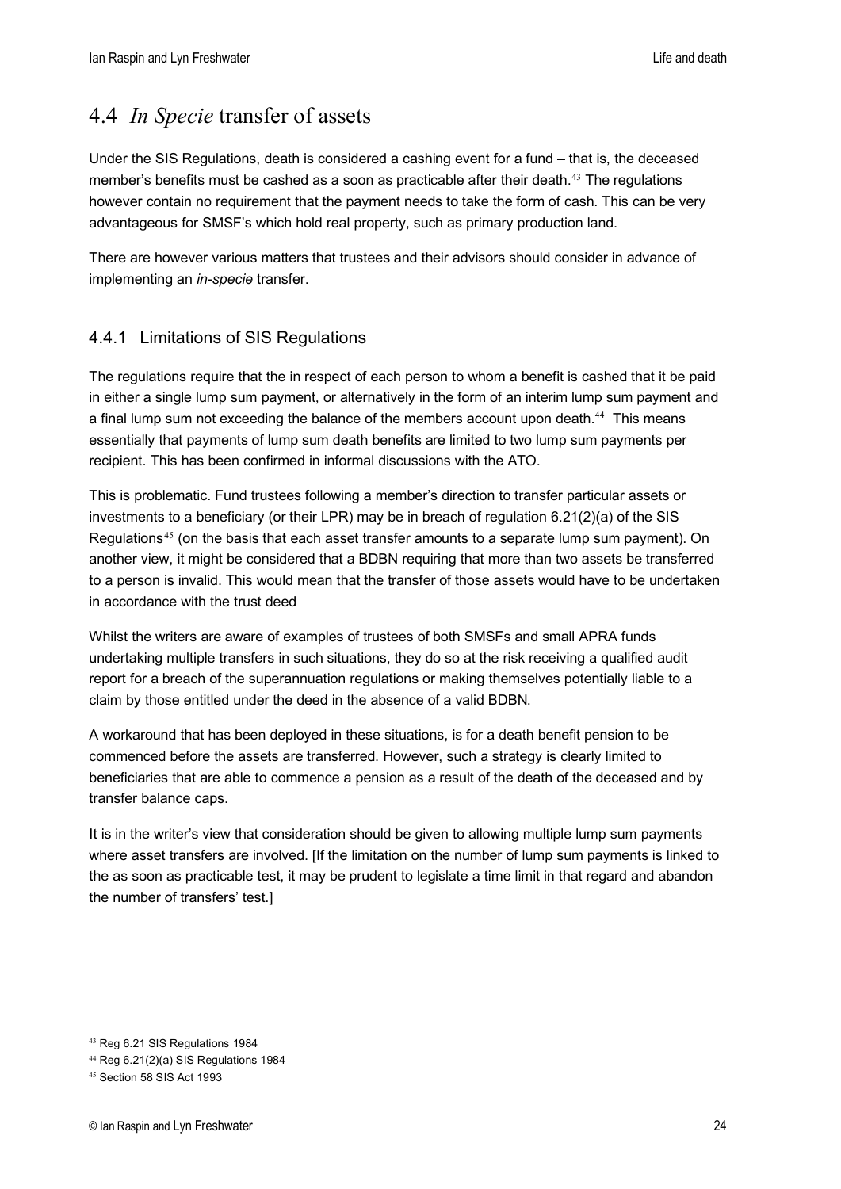## 4.4 *In Specie* transfer of assets

Under the SIS Regulations, death is considered a cashing event for a fund – that is, the deceased member's benefits must be cashed as a soon as practicable after their death.[43] The regulations however contain no requirement that the payment needs to take the form of cash. This can be very advantageous for SMSF's which hold real property, such as primary production land.

There are however various matters that trustees and their advisors should consider in advance of implementing an *in-specie* transfer.

### 4.4.1 Limitations of SIS Regulations

The regulations require that the in respect of each person to whom a benefit is cashed that it be paid in either a single lump sum payment, or alternatively in the form of an interim lump sum payment and a final lump sum not exceeding the balance of the members account upon death.[44] This means essentially that payments of lump sum death benefits are limited to two lump sum payments per recipient. This has been confirmed in informal discussions with the ATO.

This is problematic. Fund trustees following a member's direction to transfer particular assets or investments to a beneficiary (or their LPR) may be in breach of regulation 6.21(2)(a) of the SIS Regulations[45] (on the basis that each asset transfer amounts to a separate lump sum payment). On another view, it might be considered that a BDBN requiring that more than two assets be transferred to a person is invalid. This would mean that the transfer of those assets would have to be undertaken in accordance with the trust deed

Whilst the writers are aware of examples of trustees of both SMSFs and small APRA funds undertaking multiple transfers in such situations, they do so at the risk receiving a qualified audit report for a breach of the superannuation regulations or making themselves potentially liable to a claim by those entitled under the deed in the absence of a valid BDBN.

A workaround that has been deployed in these situations, is for a death benefit pension to be commenced before the assets are transferred. However, such a strategy is clearly limited to beneficiaries that are able to commence a pension as a result of the death of the deceased and by transfer balance caps.

It is in the writer's view that consideration should be given to allowing multiple lump sum payments where asset transfers are involved. [If the limitation on the number of lump sum payments is linked to the as soon as practicable test, it may be prudent to legislate a time limit in that regard and abandon the number of transfers' test.]

---

[43] Reg 6.21 SIS Regulations 1984

[44] Reg 6.21(2)(a) SIS Regulations 1984

[45] Section 58 SIS Act 1993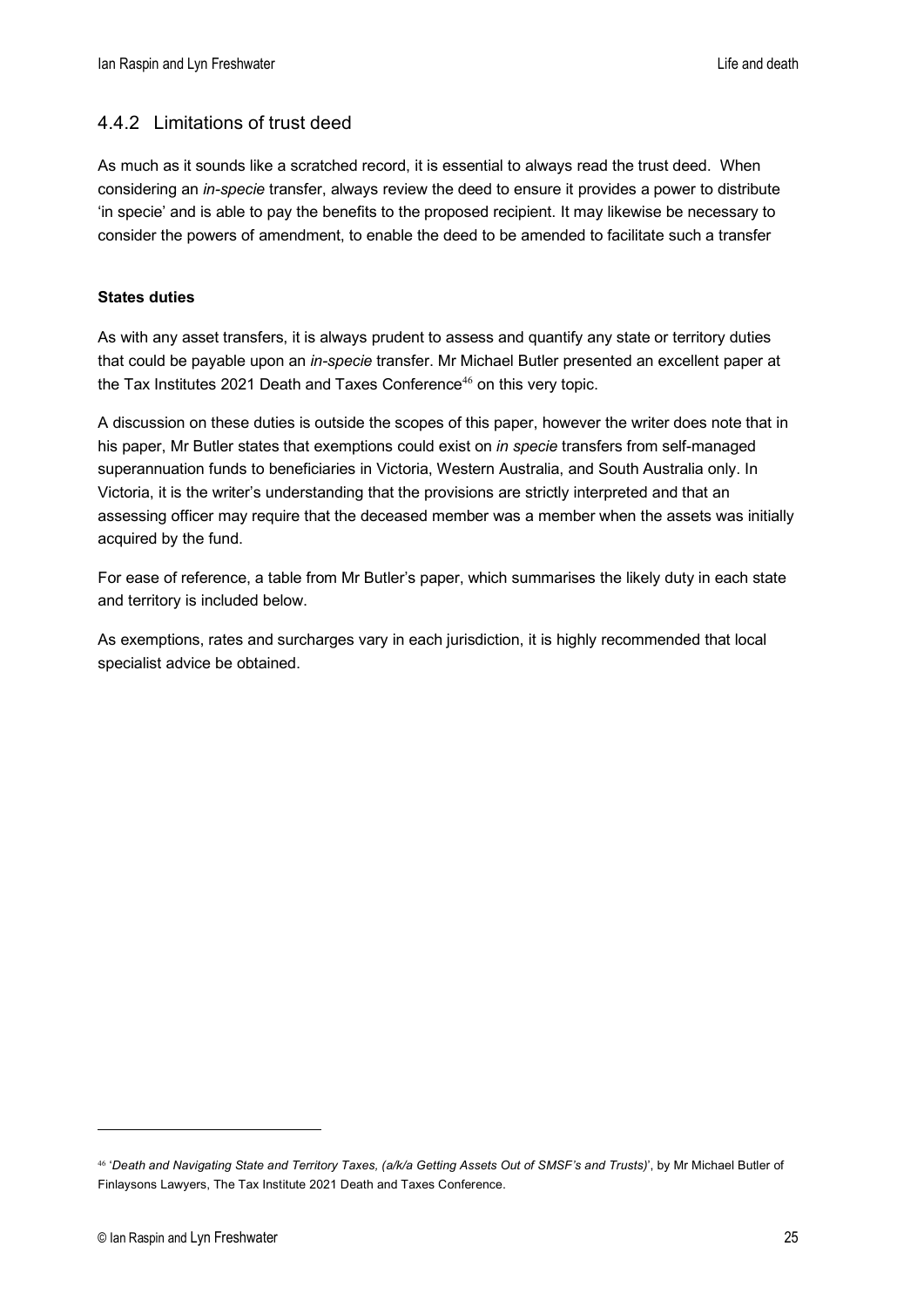### 4.4.2 Limitations of trust deed

As much as it sounds like a scratched record, it is essential to always read the trust deed. When considering an *in-specie* transfer, always review the deed to ensure it provides a power to distribute 'in specie' and is able to pay the benefits to the proposed recipient. It may likewise be necessary to consider the powers of amendment, to enable the deed to be amended to facilitate such a transfer

**States duties**

As with any asset transfers, it is always prudent to assess and quantify any state or territory duties that could be payable upon an *in-specie* transfer. Mr Michael Butler presented an excellent paper at the Tax Institutes 2021 Death and Taxes Conference[46] on this very topic.

A discussion on these duties is outside the scopes of this paper, however the writer does note that in his paper, Mr Butler states that exemptions could exist on *in specie* transfers from self-managed superannuation funds to beneficiaries in Victoria, Western Australia, and South Australia only. In Victoria, it is the writer's understanding that the provisions are strictly interpreted and that an assessing officer may require that the deceased member was a member when the assets was initially acquired by the fund.

For ease of reference, a table from Mr Butler's paper, which summarises the likely duty in each state and territory is included below.

As exemptions, rates and surcharges vary in each jurisdiction, it is highly recommended that local specialist advice be obtained.

---

[46] '*Death and Navigating State and Territory Taxes, (a/k/a Getting Assets Out of SMSF's and Trusts)*', by Mr Michael Butler of Finlaysons Lawyers, The Tax Institute 2021 Death and Taxes Conference.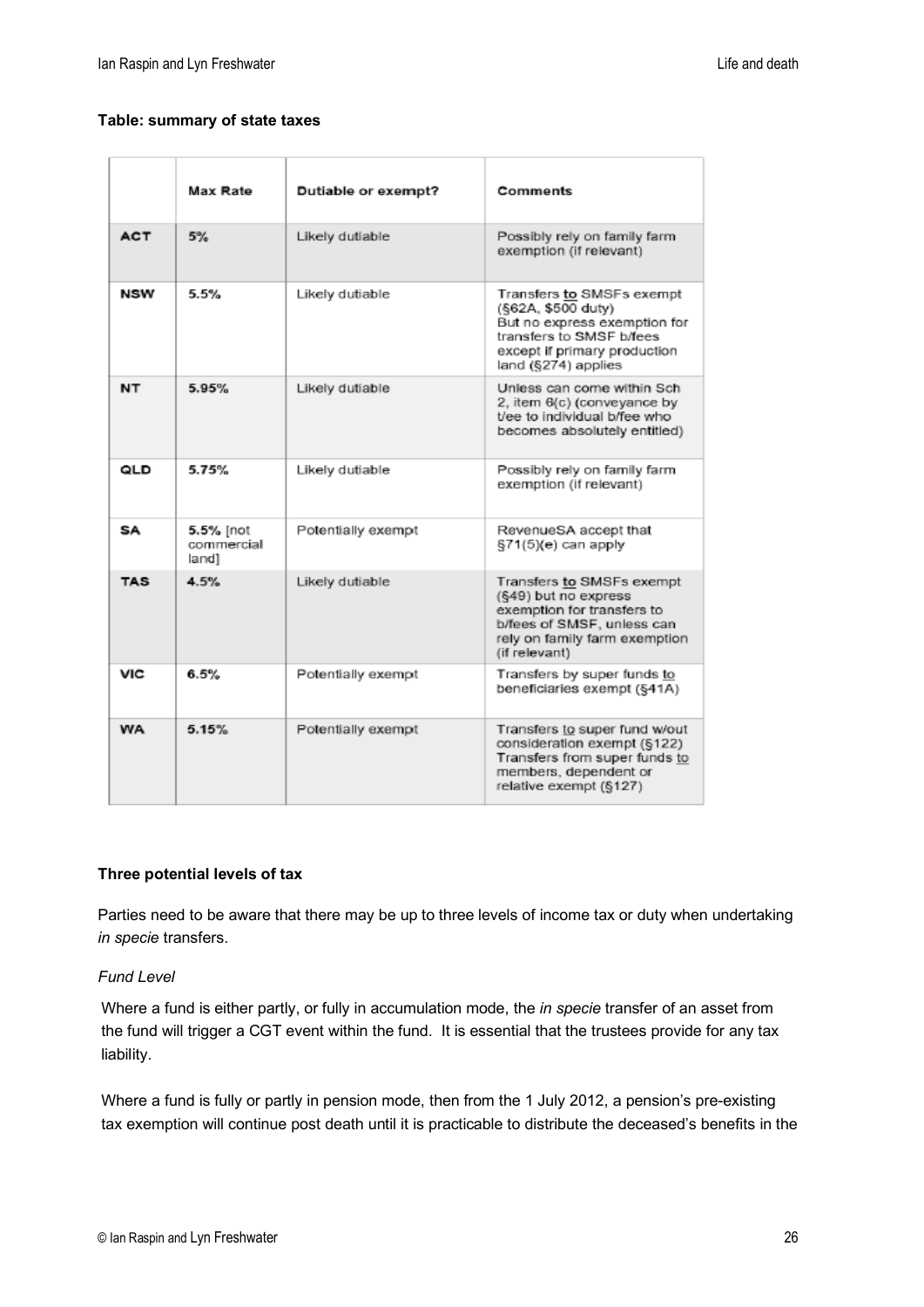**Table: summary of state taxes**

| | Max Rate | Dutiable or exempt? | Comments |
|---|---|---|---|
| **ACT** | 5% | Likely dutiable | Possibly rely on family farm exemption (if relevant) |
| **NSW** | 5.5% | Likely dutiable | Transfers <u>to</u> SMSFs exempt (§62A, $500 duty) But no express exemption for transfers to SMSF b/fees except if primary production land (§274) applies |
| **NT** | 5.95% | Likely dutiable | Unless can come within Sch 2, item 6(c) (conveyance by t/ee to individual b/fee who becomes absolutely entitled) |
| **QLD** | 5.75% | Likely dutiable | Possibly rely on family farm exemption (if relevant) |
| **SA** | 5.5% [not commercial land] | Potentially exempt | RevenueSA accept that §71(5)(e) can apply |
| **TAS** | 4.5% | Likely dutiable | Transfers <u>to</u> SMSFs exempt (§49) but no express exemption for transfers to b/fees of SMSF, unless can rely on family farm exemption (if relevant) |
| **VIC** | 6.5% | Potentially exempt | Transfers by super funds <u>to</u> beneficiaries exempt (§41A) |
| **WA** | 5.15% | Potentially exempt | Transfers <u>to</u> super fund w/out consideration exempt (§122) Transfers from super funds <u>to</u> members, dependent or relative exempt (§127) |

**Three potential levels of tax**

Parties need to be aware that there may be up to three levels of income tax or duty when undertaking *in specie* transfers.

*Fund Level*

Where a fund is either partly, or fully in accumulation mode, the *in specie* transfer of an asset from the fund will trigger a CGT event within the fund. It is essential that the trustees provide for any tax liability.

Where a fund is fully or partly in pension mode, then from the 1 July 2012, a pension's pre-existing tax exemption will continue post death until it is practicable to distribute the deceased's benefits in the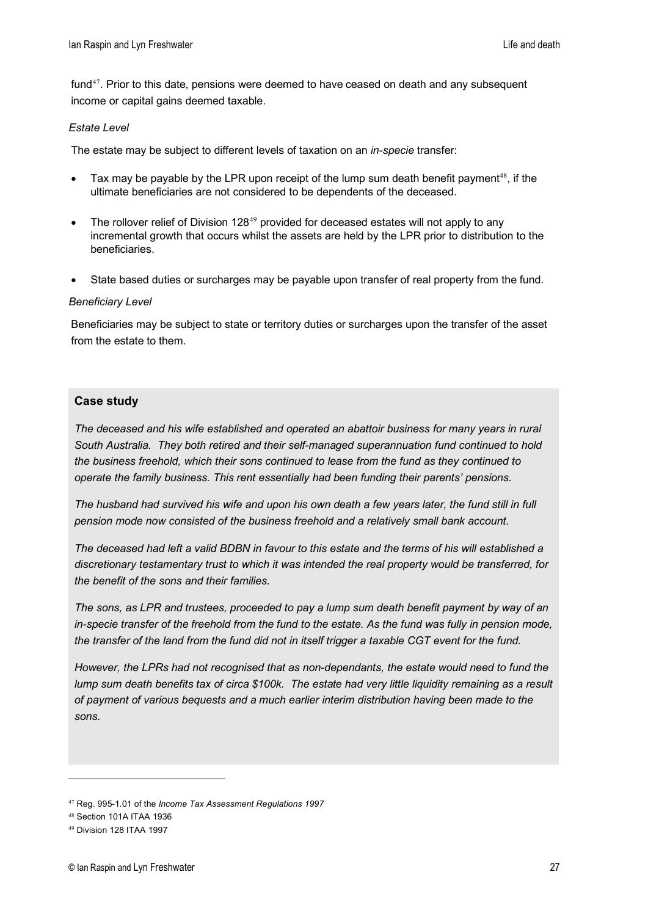fund[47]. Prior to this date, pensions were deemed to have ceased on death and any subsequent income or capital gains deemed taxable.

*Estate Level*

The estate may be subject to different levels of taxation on an *in-specie* transfer:

- Tax may be payable by the LPR upon receipt of the lump sum death benefit payment[48], if the ultimate beneficiaries are not considered to be dependents of the deceased.
- The rollover relief of Division 128[49] provided for deceased estates will not apply to any incremental growth that occurs whilst the assets are held by the LPR prior to distribution to the beneficiaries.
- State based duties or surcharges may be payable upon transfer of real property from the fund.

*Beneficiary Level*

Beneficiaries may be subject to state or territory duties or surcharges upon the transfer of the asset from the estate to them.

**Case study**

*The deceased and his wife established and operated an abattoir business for many years in rural South Australia. They both retired and their self-managed superannuation fund continued to hold the business freehold, which their sons continued to lease from the fund as they continued to operate the family business. This rent essentially had been funding their parents' pensions.*

*The husband had survived his wife and upon his own death a few years later, the fund still in full pension mode now consisted of the business freehold and a relatively small bank account.*

*The deceased had left a valid BDBN in favour to this estate and the terms of his will established a discretionary testamentary trust to which it was intended the real property would be transferred, for the benefit of the sons and their families.*

*The sons, as LPR and trustees, proceeded to pay a lump sum death benefit payment by way of an in-specie transfer of the freehold from the fund to the estate. As the fund was fully in pension mode, the transfer of the land from the fund did not in itself trigger a taxable CGT event for the fund.*

*However, the LPRs had not recognised that as non-dependants, the estate would need to fund the lump sum death benefits tax of circa $100k. The estate had very little liquidity remaining as a result of payment of various bequests and a much earlier interim distribution having been made to the sons.*

---

[47] Reg. 995-1.01 of the *Income Tax Assessment Regulations 1997*

[48] Section 101A ITAA 1936

[49] Division 128 ITAA 1997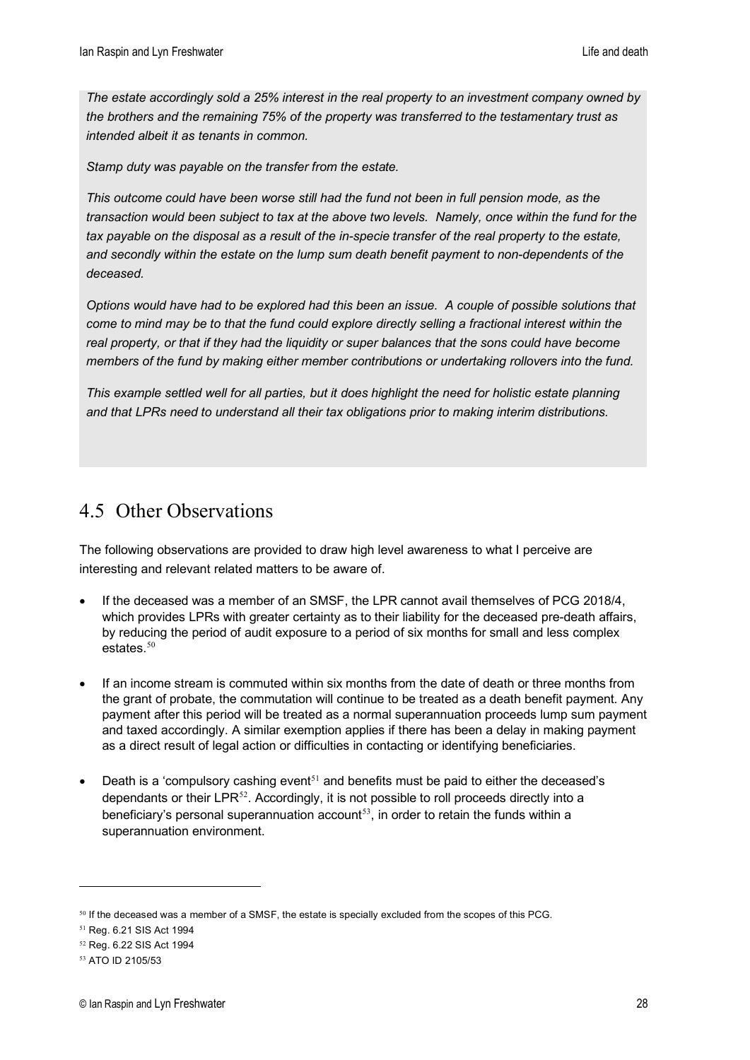*The estate accordingly sold a 25% interest in the real property to an investment company owned by the brothers and the remaining 75% of the property was transferred to the testamentary trust as intended albeit it as tenants in common.*

*Stamp duty was payable on the transfer from the estate.*

*This outcome could have been worse still had the fund not been in full pension mode, as the transaction would been subject to tax at the above two levels. Namely, once within the fund for the tax payable on the disposal as a result of the in-specie transfer of the real property to the estate, and secondly within the estate on the lump sum death benefit payment to non-dependents of the deceased.*

*Options would have had to be explored had this been an issue. A couple of possible solutions that come to mind may be to that the fund could explore directly selling a fractional interest within the real property, or that if they had the liquidity or super balances that the sons could have become members of the fund by making either member contributions or undertaking rollovers into the fund.*

*This example settled well for all parties, but it does highlight the need for holistic estate planning and that LPRs need to understand all their tax obligations prior to making interim distributions.*

## 4.5 Other Observations

The following observations are provided to draw high level awareness to what I perceive are interesting and relevant related matters to be aware of.

- If the deceased was a member of an SMSF, the LPR cannot avail themselves of PCG 2018/4, which provides LPRs with greater certainty as to their liability for the deceased pre-death affairs, by reducing the period of audit exposure to a period of six months for small and less complex estates.[50]
- If an income stream is commuted within six months from the date of death or three months from the grant of probate, the commutation will continue to be treated as a death benefit payment. Any payment after this period will be treated as a normal superannuation proceeds lump sum payment and taxed accordingly. A similar exemption applies if there has been a delay in making payment as a direct result of legal action or difficulties in contacting or identifying beneficiaries.
- Death is a 'compulsory cashing event[51] and benefits must be paid to either the deceased's dependants or their LPR[52]. Accordingly, it is not possible to roll proceeds directly into a beneficiary's personal superannuation account[53], in order to retain the funds within a superannuation environment.

---

[50] If the deceased was a member of a SMSF, the estate is specially excluded from the scopes of this PCG.

[51] Reg. 6.21 SIS Act 1994

[52] Reg. 6.22 SIS Act 1994

[53] ATO ID 2105/53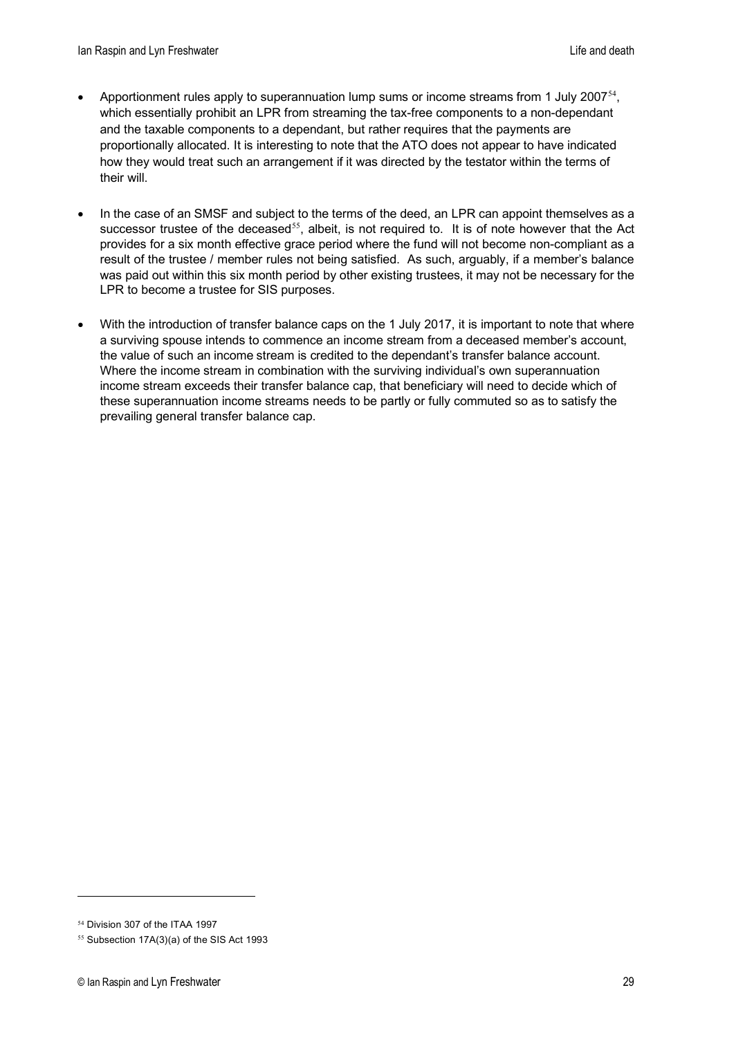- Apportionment rules apply to superannuation lump sums or income streams from 1 July 2007[54], which essentially prohibit an LPR from streaming the tax-free components to a non-dependant and the taxable components to a dependant, but rather requires that the payments are proportionally allocated. It is interesting to note that the ATO does not appear to have indicated how they would treat such an arrangement if it was directed by the testator within the terms of their will.

- In the case of an SMSF and subject to the terms of the deed, an LPR can appoint themselves as a successor trustee of the deceased[55], albeit, is not required to. It is of note however that the Act provides for a six month effective grace period where the fund will not become non-compliant as a result of the trustee / member rules not being satisfied. As such, arguably, if a member's balance was paid out within this six month period by other existing trustees, it may not be necessary for the LPR to become a trustee for SIS purposes.

- With the introduction of transfer balance caps on the 1 July 2017, it is important to note that where a surviving spouse intends to commence an income stream from a deceased member's account, the value of such an income stream is credited to the dependant's transfer balance account. Where the income stream in combination with the surviving individual's own superannuation income stream exceeds their transfer balance cap, that beneficiary will need to decide which of these superannuation income streams needs to be partly or fully commuted so as to satisfy the prevailing general transfer balance cap.

---

[54] Division 307 of the ITAA 1997

[55] Subsection 17A(3)(a) of the SIS Act 1993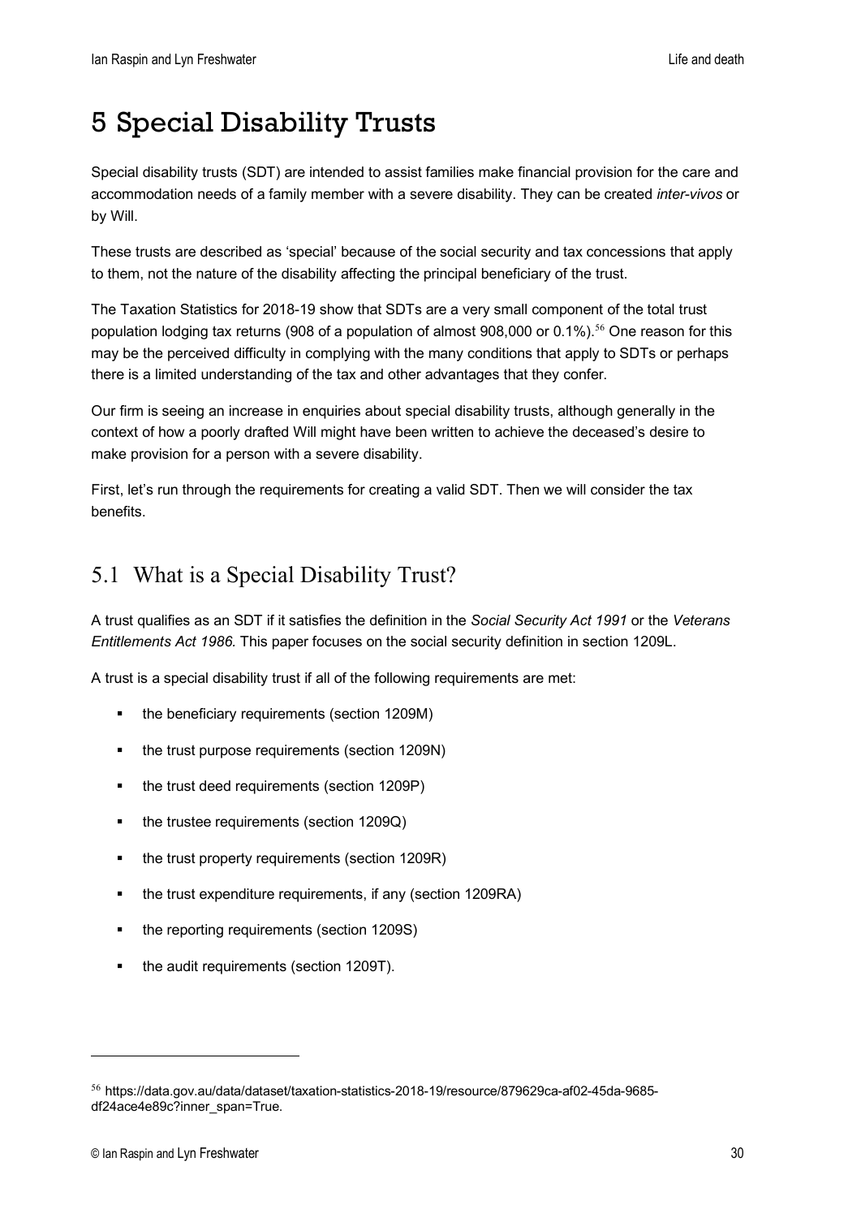# 5 Special Disability Trusts

Special disability trusts (SDT) are intended to assist families make financial provision for the care and accommodation needs of a family member with a severe disability. They can be created *inter-vivos* or by Will.

These trusts are described as 'special' because of the social security and tax concessions that apply to them, not the nature of the disability affecting the principal beneficiary of the trust.

The Taxation Statistics for 2018-19 show that SDTs are a very small component of the total trust population lodging tax returns (908 of a population of almost 908,000 or 0.1%).[56] One reason for this may be the perceived difficulty in complying with the many conditions that apply to SDTs or perhaps there is a limited understanding of the tax and other advantages that they confer.

Our firm is seeing an increase in enquiries about special disability trusts, although generally in the context of how a poorly drafted Will might have been written to achieve the deceased's desire to make provision for a person with a severe disability.

First, let's run through the requirements for creating a valid SDT. Then we will consider the tax benefits.

## 5.1 What is a Special Disability Trust?

A trust qualifies as an SDT if it satisfies the definition in the *Social Security Act 1991* or the *Veterans Entitlements Act 1986.* This paper focuses on the social security definition in section 1209L.

A trust is a special disability trust if all of the following requirements are met:

- the beneficiary requirements (section 1209M)
- the trust purpose requirements (section 1209N)
- the trust deed requirements (section 1209P)
- the trustee requirements (section 1209Q)
- the trust property requirements (section 1209R)
- the trust expenditure requirements, if any (section 1209RA)
- the reporting requirements (section 1209S)
- the audit requirements (section 1209T).

---

[56] https://data.gov.au/data/dataset/taxation-statistics-2018-19/resource/879629ca-af02-45da-9685-df24ace4e89c?inner_span=True.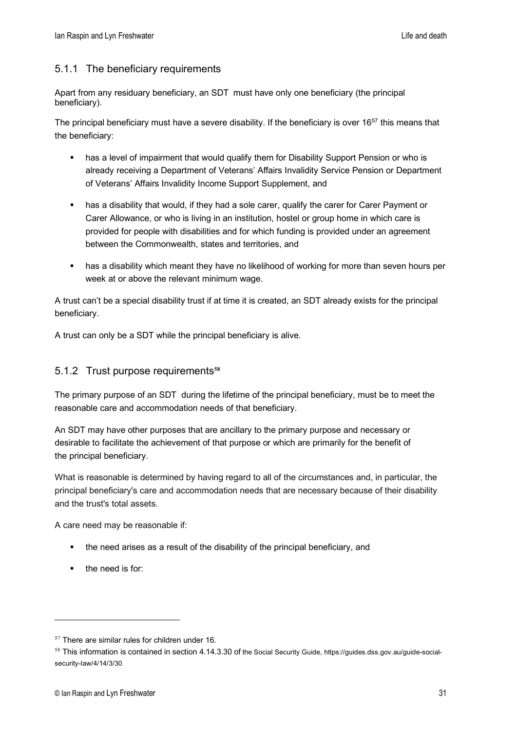### 5.1.1 The beneficiary requirements

Apart from any residuary beneficiary, an SDT must have only one beneficiary (the principal beneficiary).

The principal beneficiary must have a severe disability. If the beneficiary is over 16[57] this means that the beneficiary:

- has a level of impairment that would qualify them for Disability Support Pension or who is already receiving a Department of Veterans' Affairs Invalidity Service Pension or Department of Veterans' Affairs Invalidity Income Support Supplement, and
- has a disability that would, if they had a sole carer, qualify the carer for Carer Payment or Carer Allowance, or who is living in an institution, hostel or group home in which care is provided for people with disabilities and for which funding is provided under an agreement between the Commonwealth, states and territories, and
- has a disability which meant they have no likelihood of working for more than seven hours per week at or above the relevant minimum wage.

A trust can't be a special disability trust if at time it is created, an SDT already exists for the principal beneficiary.

A trust can only be a SDT while the principal beneficiary is alive.

### 5.1.2 Trust purpose requirements[58]

The primary purpose of an SDT during the lifetime of the principal beneficiary, must be to meet the reasonable care and accommodation needs of that beneficiary.

An SDT may have other purposes that are ancillary to the primary purpose and necessary or desirable to facilitate the achievement of that purpose or which are primarily for the benefit of the principal beneficiary.

What is reasonable is determined by having regard to all of the circumstances and, in particular, the principal beneficiary's care and accommodation needs that are necessary because of their disability and the trust's total assets.

A care need may be reasonable if:

- the need arises as a result of the disability of the principal beneficiary, and
- the need is for:

---

[57] There are similar rules for children under 16.

[58] This information is contained in section 4.14.3.30 of the Social Security Guide, https://guides.dss.gov.au/guide-social-security-law/4/14/3/30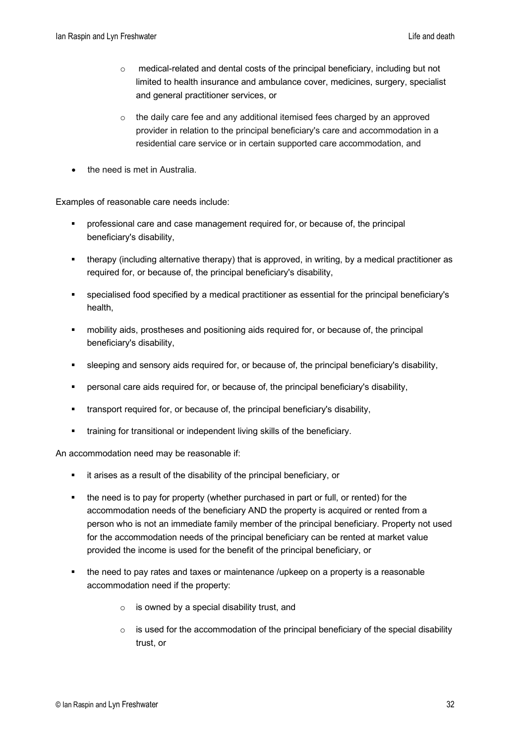- medical-related and dental costs of the principal beneficiary, including but not limited to health insurance and ambulance cover, medicines, surgery, specialist and general practitioner services, or
  - the daily care fee and any additional itemised fees charged by an approved provider in relation to the principal beneficiary's care and accommodation in a residential care service or in certain supported care accommodation, and
- the need is met in Australia.

Examples of reasonable care needs include:

- professional care and case management required for, or because of, the principal beneficiary's disability,
- therapy (including alternative therapy) that is approved, in writing, by a medical practitioner as required for, or because of, the principal beneficiary's disability,
- specialised food specified by a medical practitioner as essential for the principal beneficiary's health,
- mobility aids, prostheses and positioning aids required for, or because of, the principal beneficiary's disability,
- sleeping and sensory aids required for, or because of, the principal beneficiary's disability,
- personal care aids required for, or because of, the principal beneficiary's disability,
- transport required for, or because of, the principal beneficiary's disability,
- training for transitional or independent living skills of the beneficiary.

An accommodation need may be reasonable if:

- it arises as a result of the disability of the principal beneficiary, or
- the need is to pay for property (whether purchased in part or full, or rented) for the accommodation needs of the beneficiary AND the property is acquired or rented from a person who is not an immediate family member of the principal beneficiary. Property not used for the accommodation needs of the principal beneficiary can be rented at market value provided the income is used for the benefit of the principal beneficiary, or
- the need to pay rates and taxes or maintenance /upkeep on a property is a reasonable accommodation need if the property:
  - is owned by a special disability trust, and
  - is used for the accommodation of the principal beneficiary of the special disability trust, or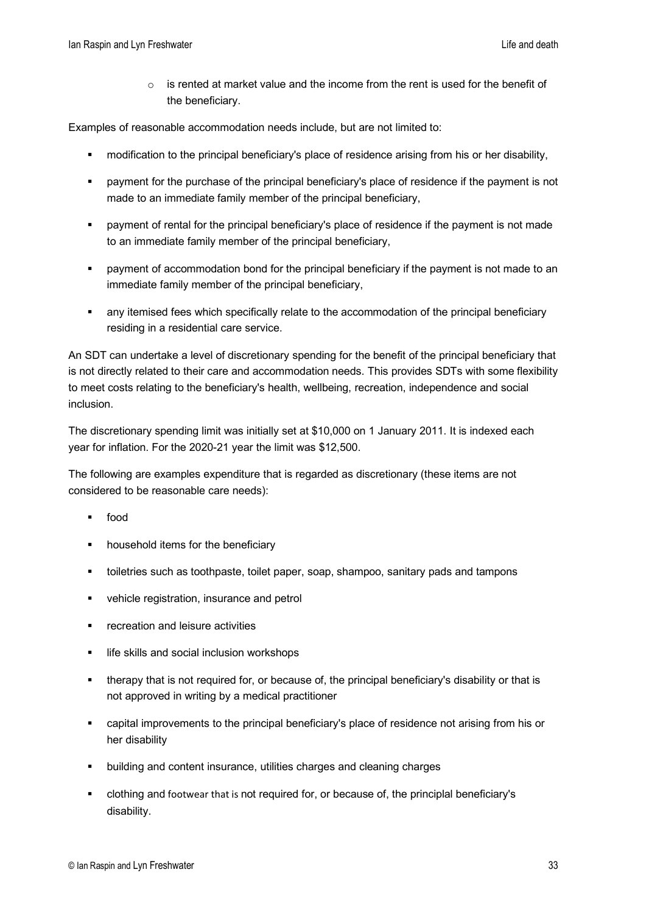- is rented at market value and the income from the rent is used for the benefit of the beneficiary.

Examples of reasonable accommodation needs include, but are not limited to:

- modification to the principal beneficiary's place of residence arising from his or her disability,
- payment for the purchase of the principal beneficiary's place of residence if the payment is not made to an immediate family member of the principal beneficiary,
- payment of rental for the principal beneficiary's place of residence if the payment is not made to an immediate family member of the principal beneficiary,
- payment of accommodation bond for the principal beneficiary if the payment is not made to an immediate family member of the principal beneficiary,
- any itemised fees which specifically relate to the accommodation of the principal beneficiary residing in a residential care service.

An SDT can undertake a level of discretionary spending for the benefit of the principal beneficiary that is not directly related to their care and accommodation needs. This provides SDTs with some flexibility to meet costs relating to the beneficiary's health, wellbeing, recreation, independence and social inclusion.

The discretionary spending limit was initially set at $10,000 on 1 January 2011. It is indexed each year for inflation. For the 2020-21 year the limit was $12,500.

The following are examples expenditure that is regarded as discretionary (these items are not considered to be reasonable care needs):

- food
- household items for the beneficiary
- toiletries such as toothpaste, toilet paper, soap, shampoo, sanitary pads and tampons
- vehicle registration, insurance and petrol
- recreation and leisure activities
- life skills and social inclusion workshops
- therapy that is not required for, or because of, the principal beneficiary's disability or that is not approved in writing by a medical practitioner
- capital improvements to the principal beneficiary's place of residence not arising from his or her disability
- building and content insurance, utilities charges and cleaning charges
- clothing and footwear that is not required for, or because of, the principlal beneficiary's disability.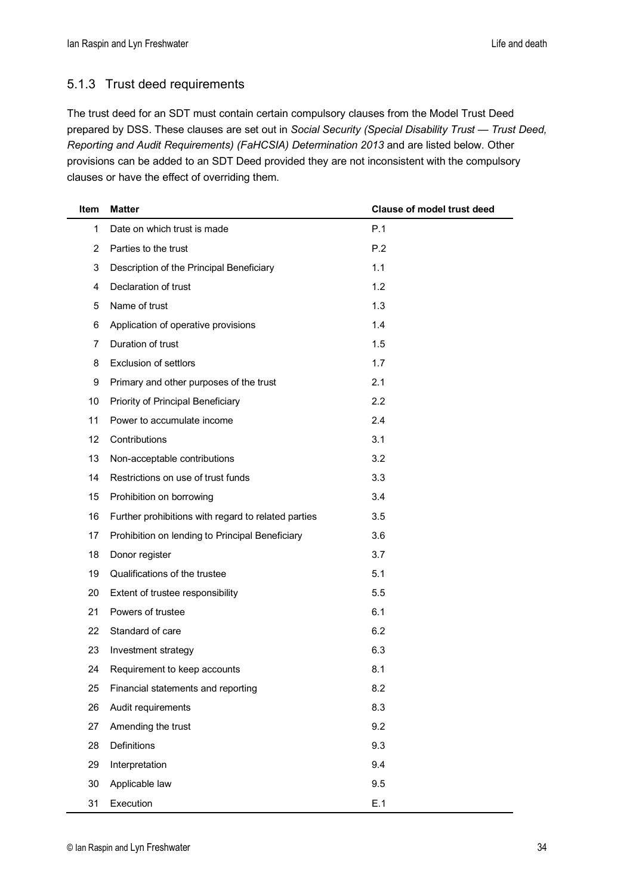### 5.1.3 Trust deed requirements

The trust deed for an SDT must contain certain compulsory clauses from the Model Trust Deed prepared by DSS. These clauses are set out in *Social Security (Special Disability Trust — Trust Deed, Reporting and Audit Requirements) (FaHCSIA) Determination 2013* and are listed below. Other provisions can be added to an SDT Deed provided they are not inconsistent with the compulsory clauses or have the effect of overriding them.

| Item | Matter | Clause of model trust deed |
|---|---|---|
| 1 | Date on which trust is made | P.1 |
| 2 | Parties to the trust | P.2 |
| 3 | Description of the Principal Beneficiary | 1.1 |
| 4 | Declaration of trust | 1.2 |
| 5 | Name of trust | 1.3 |
| 6 | Application of operative provisions | 1.4 |
| 7 | Duration of trust | 1.5 |
| 8 | Exclusion of settlors | 1.7 |
| 9 | Primary and other purposes of the trust | 2.1 |
| 10 | Priority of Principal Beneficiary | 2.2 |
| 11 | Power to accumulate income | 2.4 |
| 12 | Contributions | 3.1 |
| 13 | Non-acceptable contributions | 3.2 |
| 14 | Restrictions on use of trust funds | 3.3 |
| 15 | Prohibition on borrowing | 3.4 |
| 16 | Further prohibitions with regard to related parties | 3.5 |
| 17 | Prohibition on lending to Principal Beneficiary | 3.6 |
| 18 | Donor register | 3.7 |
| 19 | Qualifications of the trustee | 5.1 |
| 20 | Extent of trustee responsibility | 5.5 |
| 21 | Powers of trustee | 6.1 |
| 22 | Standard of care | 6.2 |
| 23 | Investment strategy | 6.3 |
| 24 | Requirement to keep accounts | 8.1 |
| 25 | Financial statements and reporting | 8.2 |
| 26 | Audit requirements | 8.3 |
| 27 | Amending the trust | 9.2 |
| 28 | Definitions | 9.3 |
| 29 | Interpretation | 9.4 |
| 30 | Applicable law | 9.5 |
| 31 | Execution | E.1 |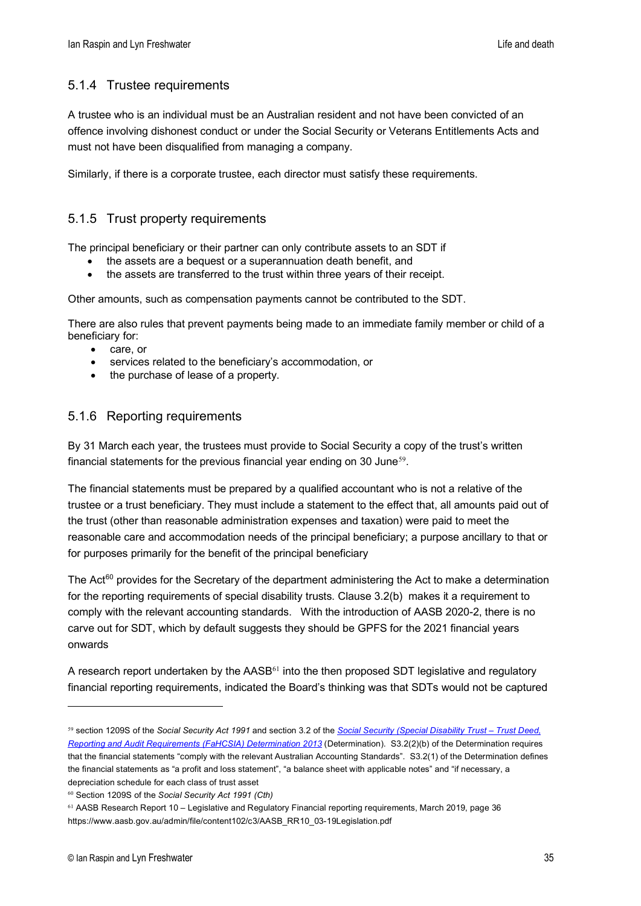### 5.1.4 Trustee requirements

A trustee who is an individual must be an Australian resident and not have been convicted of an offence involving dishonest conduct or under the Social Security or Veterans Entitlements Acts and must not have been disqualified from managing a company.

Similarly, if there is a corporate trustee, each director must satisfy these requirements.

### 5.1.5 Trust property requirements

The principal beneficiary or their partner can only contribute assets to an SDT if

- the assets are a bequest or a superannuation death benefit, and
- the assets are transferred to the trust within three years of their receipt.

Other amounts, such as compensation payments cannot be contributed to the SDT.

There are also rules that prevent payments being made to an immediate family member or child of a beneficiary for:

- care, or
- services related to the beneficiary's accommodation, or
- the purchase of lease of a property.

### 5.1.6 Reporting requirements

By 31 March each year, the trustees must provide to Social Security a copy of the trust's written financial statements for the previous financial year ending on 30 June[59].

The financial statements must be prepared by a qualified accountant who is not a relative of the trustee or a trust beneficiary. They must include a statement to the effect that, all amounts paid out of the trust (other than reasonable administration expenses and taxation) were paid to meet the reasonable care and accommodation needs of the principal beneficiary; a purpose ancillary to that or for purposes primarily for the benefit of the principal beneficiary

The Act[60] provides for the Secretary of the department administering the Act to make a determination for the reporting requirements of special disability trusts. Clause 3.2(b) makes it a requirement to comply with the relevant accounting standards. With the introduction of AASB 2020-2, there is no carve out for SDT, which by default suggests they should be GPFS for the 2021 financial years onwards

A research report undertaken by the AASB[61] into the then proposed SDT legislative and regulatory financial reporting requirements, indicated the Board's thinking was that SDTs would not be captured

---

[59] section 1209S of the *Social Security Act 1991* and section 3.2 of the *Social Security (Special Disability Trust – Trust Deed, Reporting and Audit Requirements (FaHCSIA) Determination 2013* (Determination). S3.2(2)(b) of the Determination requires that the financial statements "comply with the relevant Australian Accounting Standards". S3.2(1) of the Determination defines the financial statements as "a profit and loss statement", "a balance sheet with applicable notes" and "if necessary, a depreciation schedule for each class of trust asset

[60] Section 1209S of the *Social Security Act 1991 (Cth)*

[61] AASB Research Report 10 – Legislative and Regulatory Financial reporting requirements, March 2019, page 36 https://www.aasb.gov.au/admin/file/content102/c3/AASB_RR10_03-19Legislation.pdf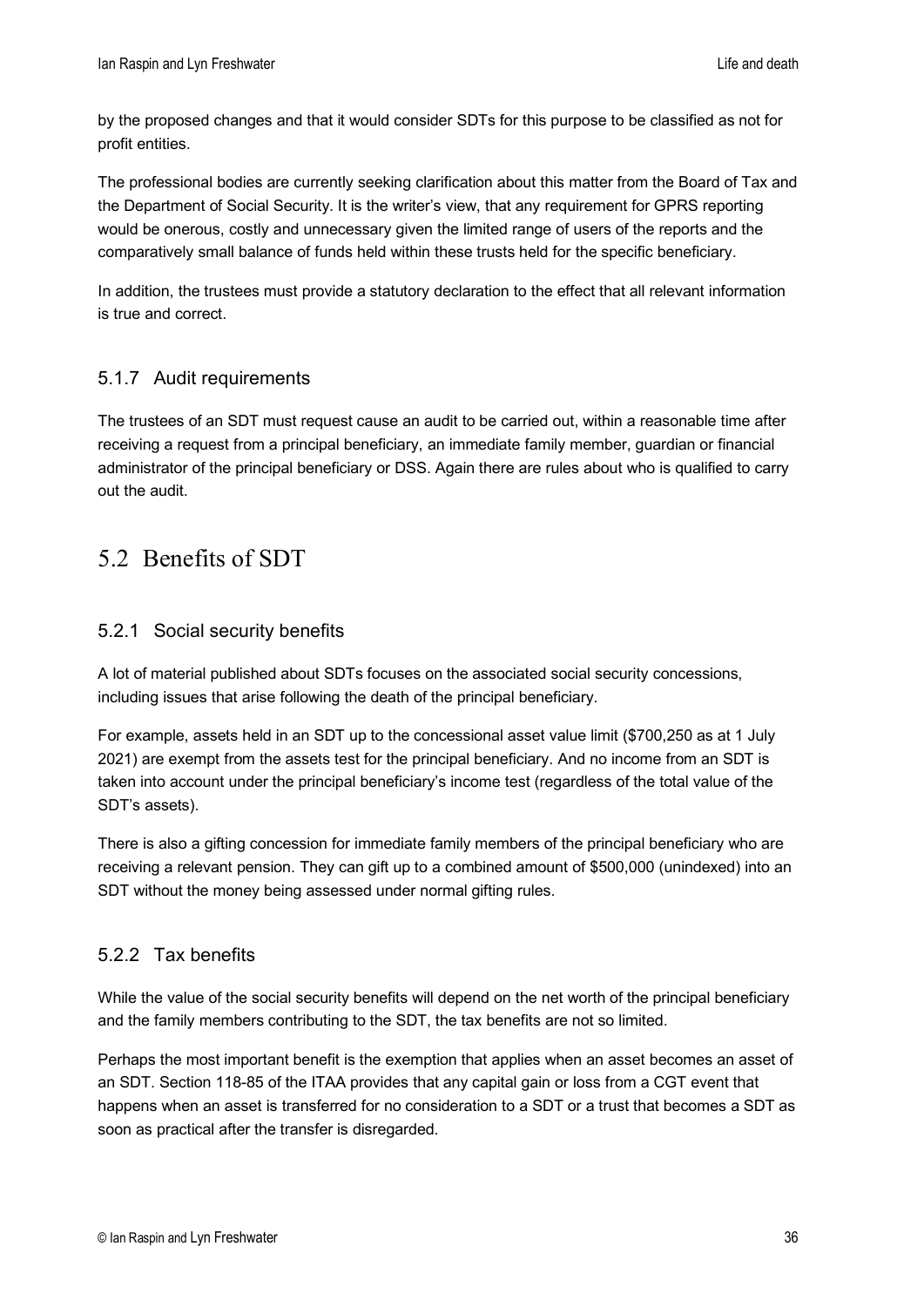by the proposed changes and that it would consider SDTs for this purpose to be classified as not for profit entities.

The professional bodies are currently seeking clarification about this matter from the Board of Tax and the Department of Social Security. It is the writer's view, that any requirement for GPRS reporting would be onerous, costly and unnecessary given the limited range of users of the reports and the comparatively small balance of funds held within these trusts held for the specific beneficiary.

In addition, the trustees must provide a statutory declaration to the effect that all relevant information is true and correct.

### 5.1.7 Audit requirements

The trustees of an SDT must request cause an audit to be carried out, within a reasonable time after receiving a request from a principal beneficiary, an immediate family member, guardian or financial administrator of the principal beneficiary or DSS. Again there are rules about who is qualified to carry out the audit.

## 5.2 Benefits of SDT

### 5.2.1 Social security benefits

A lot of material published about SDTs focuses on the associated social security concessions, including issues that arise following the death of the principal beneficiary.

For example, assets held in an SDT up to the concessional asset value limit ($700,250 as at 1 July 2021) are exempt from the assets test for the principal beneficiary. And no income from an SDT is taken into account under the principal beneficiary's income test (regardless of the total value of the SDT's assets).

There is also a gifting concession for immediate family members of the principal beneficiary who are receiving a relevant pension. They can gift up to a combined amount of $500,000 (unindexed) into an SDT without the money being assessed under normal gifting rules.

### 5.2.2 Tax benefits

While the value of the social security benefits will depend on the net worth of the principal beneficiary and the family members contributing to the SDT, the tax benefits are not so limited.

Perhaps the most important benefit is the exemption that applies when an asset becomes an asset of an SDT. Section 118-85 of the ITAA provides that any capital gain or loss from a CGT event that happens when an asset is transferred for no consideration to a SDT or a trust that becomes a SDT as soon as practical after the transfer is disregarded.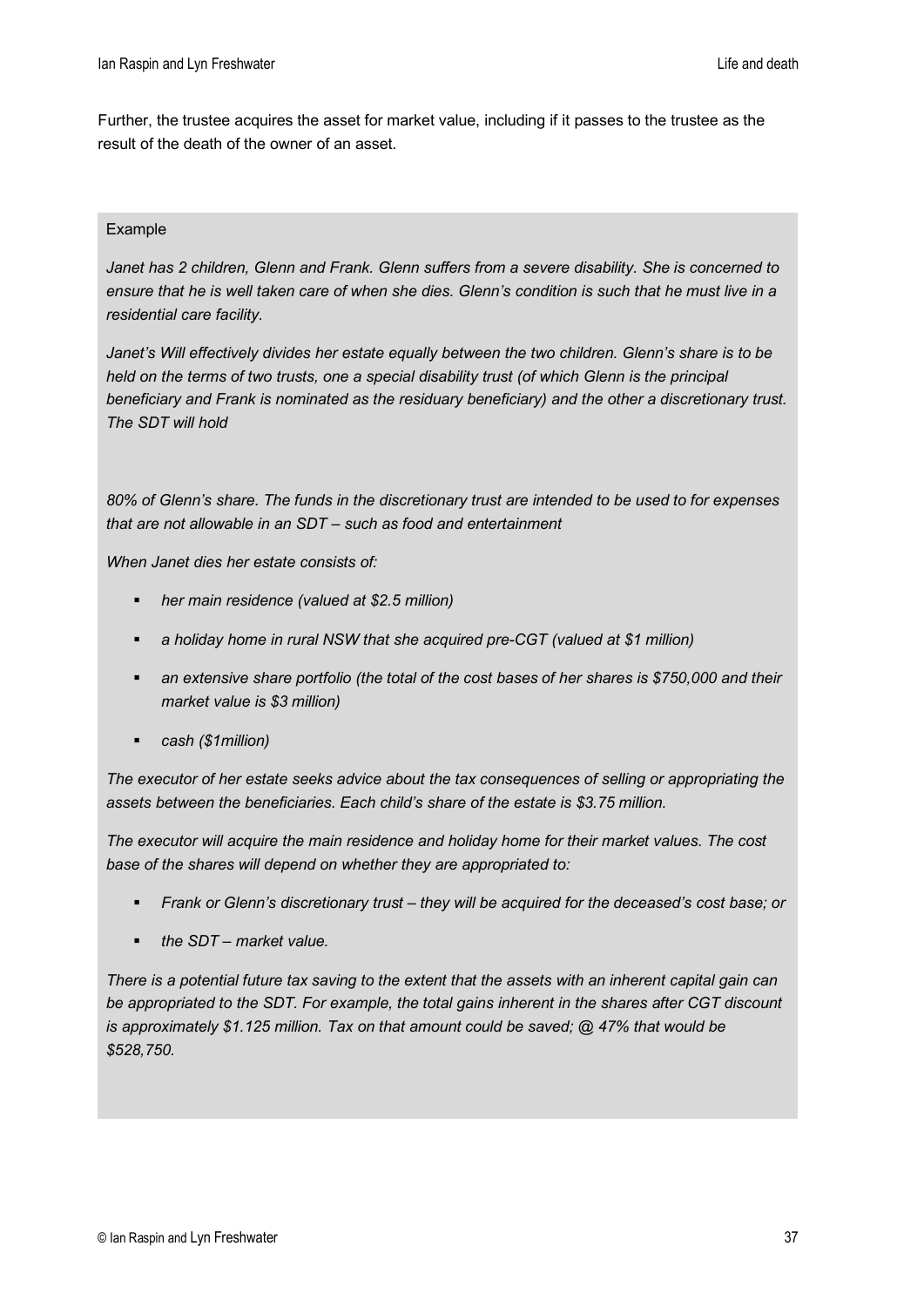Further, the trustee acquires the asset for market value, including if it passes to the trustee as the result of the death of the owner of an asset.

Example

*Janet has 2 children, Glenn and Frank. Glenn suffers from a severe disability. She is concerned to ensure that he is well taken care of when she dies. Glenn's condition is such that he must live in a residential care facility.*

*Janet's Will effectively divides her estate equally between the two children. Glenn's share is to be held on the terms of two trusts, one a special disability trust (of which Glenn is the principal beneficiary and Frank is nominated as the residuary beneficiary) and the other a discretionary trust. The SDT will hold*

*80% of Glenn's share. The funds in the discretionary trust are intended to be used to for expenses that are not allowable in an SDT – such as food and entertainment*

*When Janet dies her estate consists of:*

- *her main residence (valued at $2.5 million)*
- *a holiday home in rural NSW that she acquired pre-CGT (valued at $1 million)*
- *an extensive share portfolio (the total of the cost bases of her shares is $750,000 and their market value is $3 million)*
- *cash ($1million)*

*The executor of her estate seeks advice about the tax consequences of selling or appropriating the assets between the beneficiaries. Each child's share of the estate is $3.75 million.*

*The executor will acquire the main residence and holiday home for their market values. The cost base of the shares will depend on whether they are appropriated to:*

- *Frank or Glenn's discretionary trust – they will be acquired for the deceased's cost base; or*
- *the SDT – market value.*

*There is a potential future tax saving to the extent that the assets with an inherent capital gain can be appropriated to the SDT. For example, the total gains inherent in the shares after CGT discount is approximately $1.125 million. Tax on that amount could be saved; @ 47% that would be $528,750.*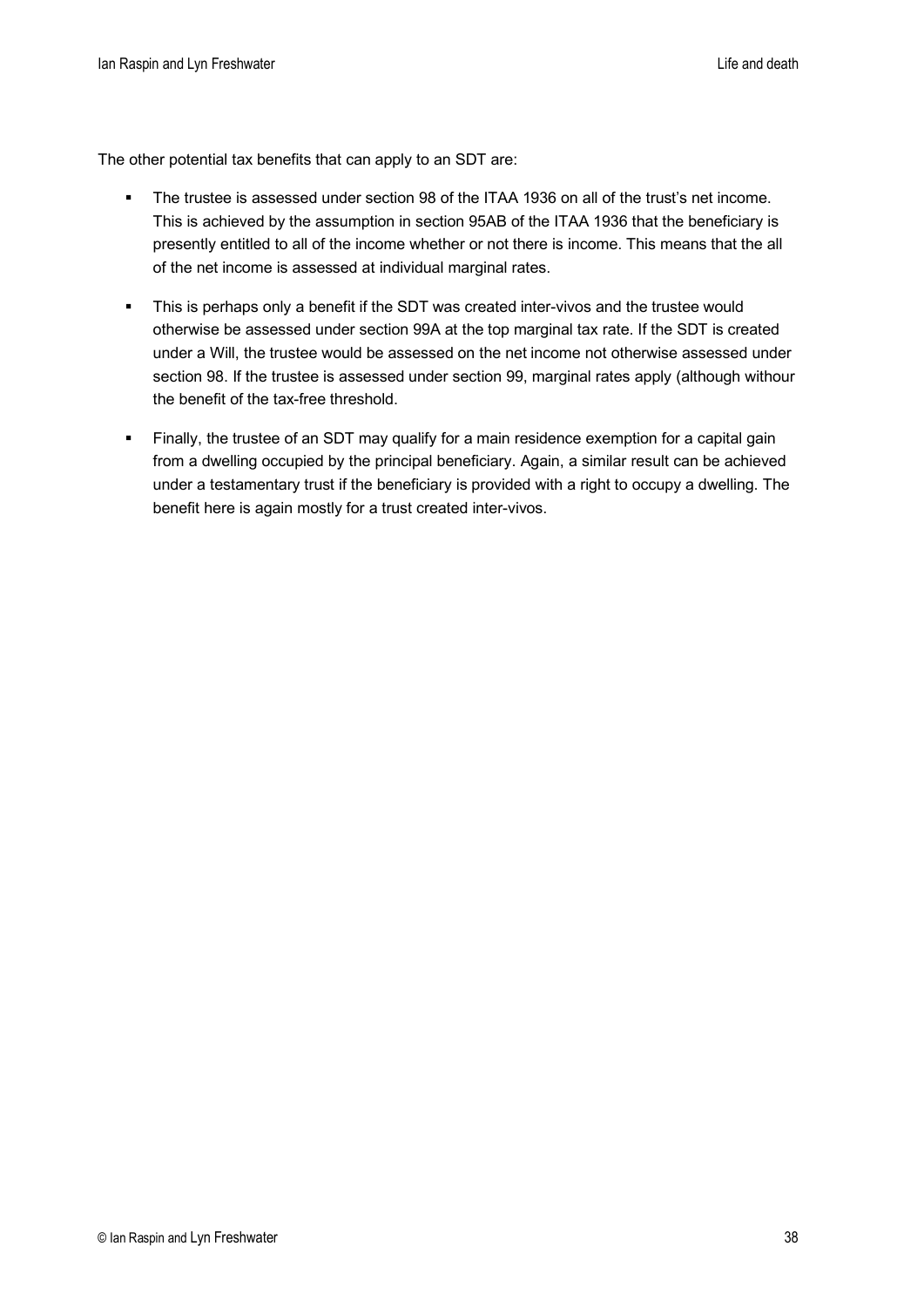The other potential tax benefits that can apply to an SDT are:

- The trustee is assessed under section 98 of the ITAA 1936 on all of the trust's net income. This is achieved by the assumption in section 95AB of the ITAA 1936 that the beneficiary is presently entitled to all of the income whether or not there is income. This means that the all of the net income is assessed at individual marginal rates.
- This is perhaps only a benefit if the SDT was created inter-vivos and the trustee would otherwise be assessed under section 99A at the top marginal tax rate. If the SDT is created under a Will, the trustee would be assessed on the net income not otherwise assessed under section 98. If the trustee is assessed under section 99, marginal rates apply (although withour the benefit of the tax-free threshold.
- Finally, the trustee of an SDT may qualify for a main residence exemption for a capital gain from a dwelling occupied by the principal beneficiary. Again, a similar result can be achieved under a testamentary trust if the beneficiary is provided with a right to occupy a dwelling. The benefit here is again mostly for a trust created inter-vivos.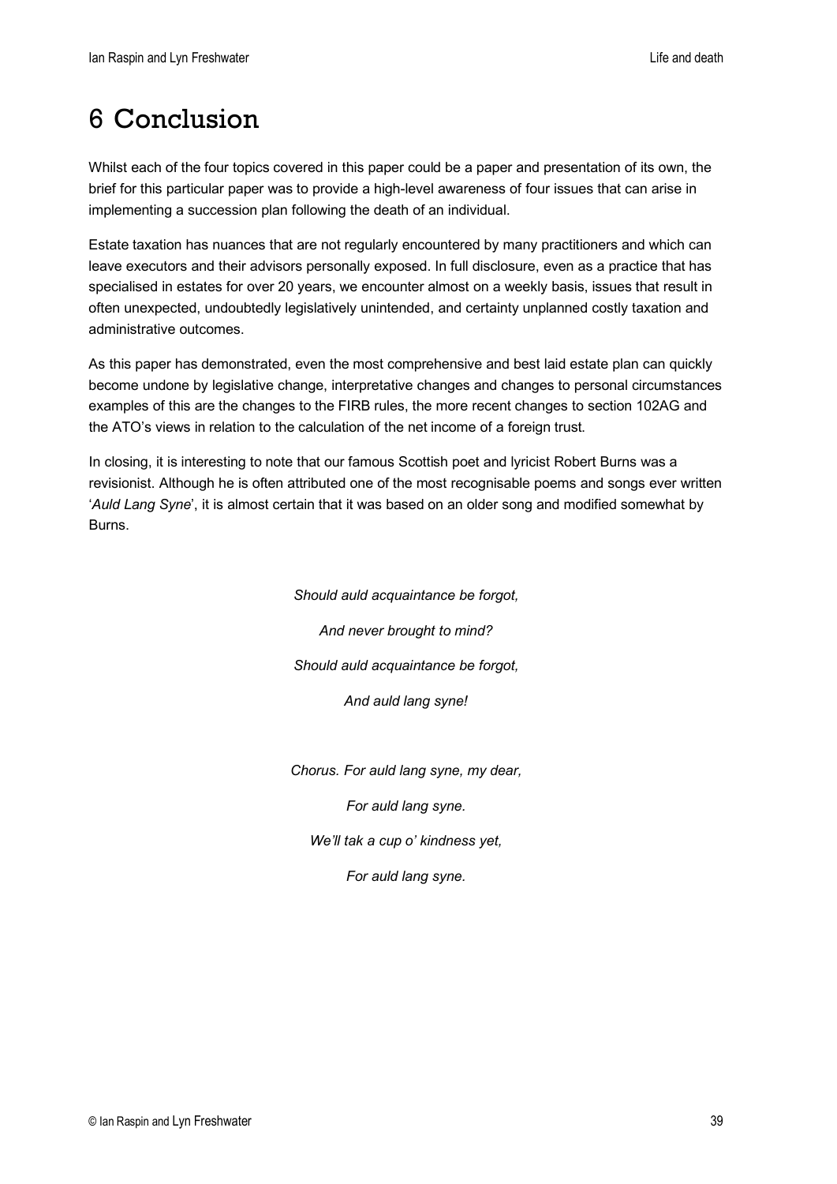# 6 Conclusion

Whilst each of the four topics covered in this paper could be a paper and presentation of its own, the brief for this particular paper was to provide a high-level awareness of four issues that can arise in implementing a succession plan following the death of an individual.

Estate taxation has nuances that are not regularly encountered by many practitioners and which can leave executors and their advisors personally exposed. In full disclosure, even as a practice that has specialised in estates for over 20 years, we encounter almost on a weekly basis, issues that result in often unexpected, undoubtedly legislatively unintended, and certainty unplanned costly taxation and administrative outcomes.

As this paper has demonstrated, even the most comprehensive and best laid estate plan can quickly become undone by legislative change, interpretative changes and changes to personal circumstances examples of this are the changes to the FIRB rules, the more recent changes to section 102AG and the ATO's views in relation to the calculation of the net income of a foreign trust.

In closing, it is interesting to note that our famous Scottish poet and lyricist Robert Burns was a revisionist. Although he is often attributed one of the most recognisable poems and songs ever written '*Auld Lang Syne*', it is almost certain that it was based on an older song and modified somewhat by Burns.

*Should auld acquaintance be forgot,*

*And never brought to mind?*

*Should auld acquaintance be forgot,*

*And auld lang syne!*

*Chorus. For auld lang syne, my dear,*

*For auld lang syne.*

*We'll tak a cup o' kindness yet,*

*For auld lang syne.*